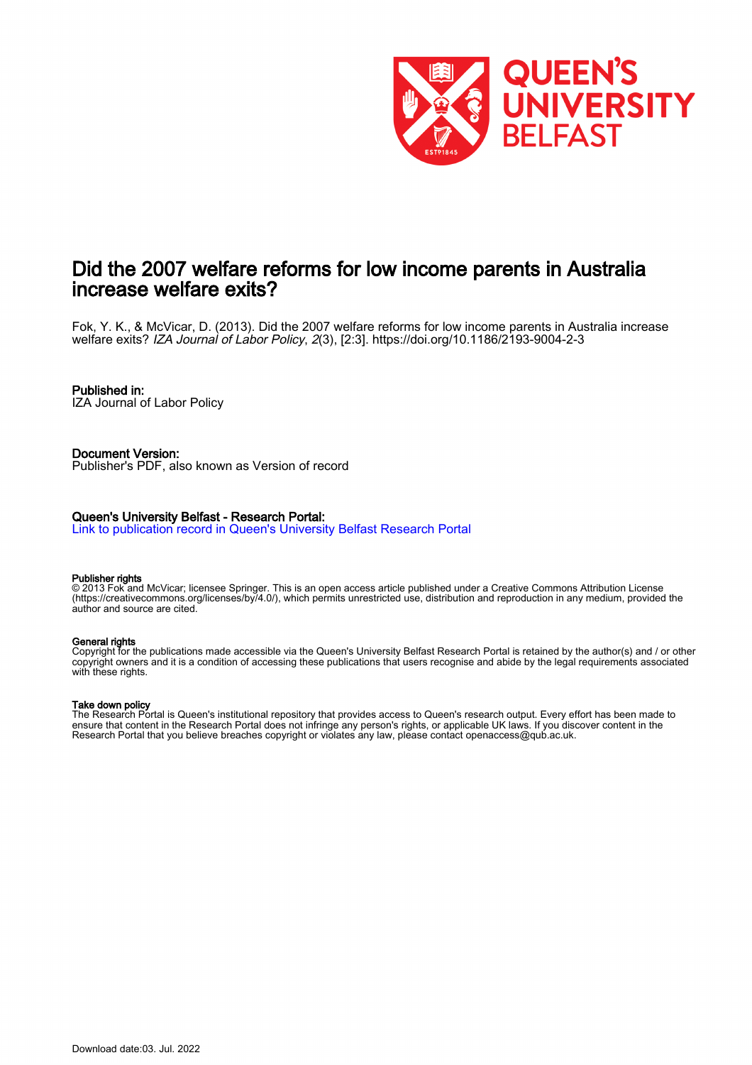# Did the 2007 welfare reforms for low income parents in Australia increase welfare exits?

Fok, Y. K., & McVicar, D. (2013). Did the 2007 welfare reforms for low income parents in Australia increase welfare exits? *IZA Journal of Labor Policy*, *2*(3), [2:3]. https://doi.org/10.1186/2193-9004-2-3

**Published in:**
IZA Journal of Labor Policy

**Document Version:**
Publisher's PDF, also known as Version of record

**Queen's University Belfast - Research Portal:**
Link to publication record in Queen's University Belfast Research Portal

**Publisher rights**
© 2013 Fok and McVicar; licensee Springer. This is an open access article published under a Creative Commons Attribution License (https://creativecommons.org/licenses/by/4.0/), which permits unrestricted use, distribution and reproduction in any medium, provided the author and source are cited.

**General rights**
Copyright for the publications made accessible via the Queen's University Belfast Research Portal is retained by the author(s) and / or other copyright owners and it is a condition of accessing these publications that users recognise and abide by the legal requirements associated with these rights.

**Take down policy**
The Research Portal is Queen's institutional repository that provides access to Queen's research output. Every effort has been made to ensure that content in the Research Portal does not infringe any person's rights, or applicable UK laws. If you discover content in the Research Portal that you believe breaches copyright or violates any law, please contact openaccess@qub.ac.uk.

Download date:03. Jul. 2022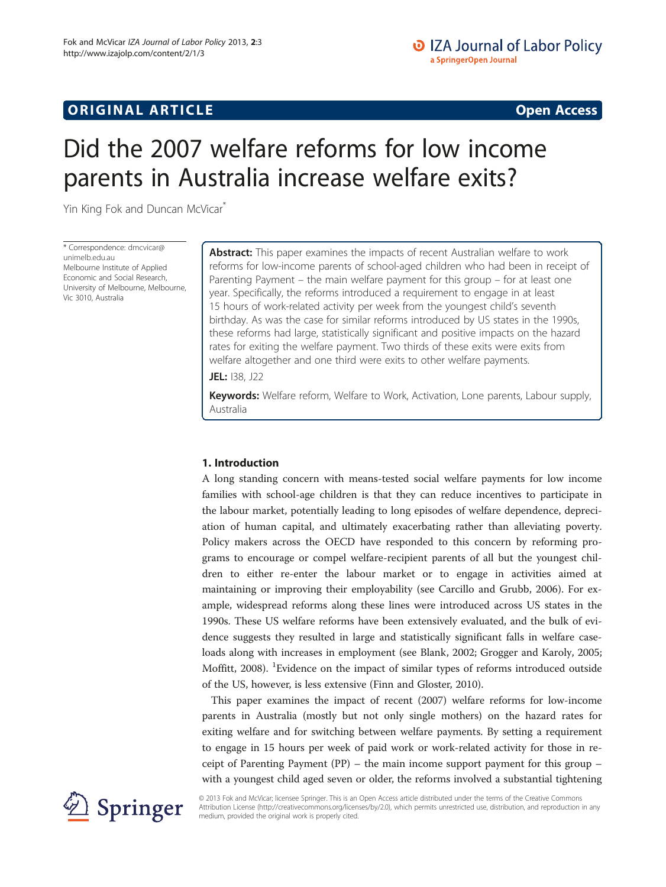# Did the 2007 welfare reforms for low income parents in Australia increase welfare exits?

Yin King Fok and Duncan McVicar*

\* Correspondence: dmcvicar@unimelb.edu.au
Melbourne Institute of Applied Economic and Social Research, University of Melbourne, Melbourne, Vic 3010, Australia

**Abstract:** This paper examines the impacts of recent Australian welfare to work reforms for low-income parents of school-aged children who had been in receipt of Parenting Payment – the main welfare payment for this group – for at least one year. Specifically, the reforms introduced a requirement to engage in at least 15 hours of work-related activity per week from the youngest child's seventh birthday. As was the case for similar reforms introduced by US states in the 1990s, these reforms had large, statistically significant and positive impacts on the hazard rates for exiting the welfare payment. Two thirds of these exits were exits from welfare altogether and one third were exits to other welfare payments.

**JEL:** I38, J22

**Keywords:** Welfare reform, Welfare to Work, Activation, Lone parents, Labour supply, Australia

## 1. Introduction

A long standing concern with means-tested social welfare payments for low income families with school-age children is that they can reduce incentives to participate in the labour market, potentially leading to long episodes of welfare dependence, depreciation of human capital, and ultimately exacerbating rather than alleviating poverty. Policy makers across the OECD have responded to this concern by reforming programs to encourage or compel welfare-recipient parents of all but the youngest children to either re-enter the labour market or to engage in activities aimed at maintaining or improving their employability (see Carcillo and Grubb, 2006). For example, widespread reforms along these lines were introduced across US states in the 1990s. These US welfare reforms have been extensively evaluated, and the bulk of evidence suggests they resulted in large and statistically significant falls in welfare caseloads along with increases in employment (see Blank, 2002; Grogger and Karoly, 2005; Moffitt, 2008). [1]Evidence on the impact of similar types of reforms introduced outside of the US, however, is less extensive (Finn and Gloster, 2010).

This paper examines the impact of recent (2007) welfare reforms for low-income parents in Australia (mostly but not only single mothers) on the hazard rates for exiting welfare and for switching between welfare payments. By setting a requirement to engage in 15 hours per week of paid work or work-related activity for those in receipt of Parenting Payment (PP) – the main income support payment for this group – with a youngest child aged seven or older, the reforms involved a substantial tightening

© 2013 Fok and McVicar; licensee Springer. This is an Open Access article distributed under the terms of the Creative Commons Attribution License (http://creativecommons.org/licenses/by/2.0), which permits unrestricted use, distribution, and reproduction in any medium, provided the original work is properly cited.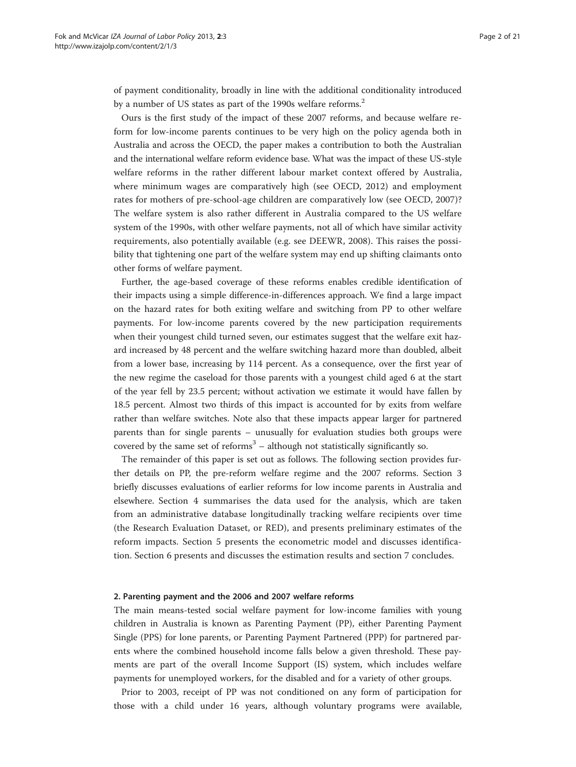of payment conditionality, broadly in line with the additional conditionality introduced by a number of US states as part of the 1990s welfare reforms.[2]

Ours is the first study of the impact of these 2007 reforms, and because welfare reform for low-income parents continues to be very high on the policy agenda both in Australia and across the OECD, the paper makes a contribution to both the Australian and the international welfare reform evidence base. What was the impact of these US-style welfare reforms in the rather different labour market context offered by Australia, where minimum wages are comparatively high (see OECD, 2012) and employment rates for mothers of pre-school-age children are comparatively low (see OECD, 2007)? The welfare system is also rather different in Australia compared to the US welfare system of the 1990s, with other welfare payments, not all of which have similar activity requirements, also potentially available (e.g. see DEEWR, 2008). This raises the possibility that tightening one part of the welfare system may end up shifting claimants onto other forms of welfare payment.

Further, the age-based coverage of these reforms enables credible identification of their impacts using a simple difference-in-differences approach. We find a large impact on the hazard rates for both exiting welfare and switching from PP to other welfare payments. For low-income parents covered by the new participation requirements when their youngest child turned seven, our estimates suggest that the welfare exit hazard increased by 48 percent and the welfare switching hazard more than doubled, albeit from a lower base, increasing by 114 percent. As a consequence, over the first year of the new regime the caseload for those parents with a youngest child aged 6 at the start of the year fell by 23.5 percent; without activation we estimate it would have fallen by 18.5 percent. Almost two thirds of this impact is accounted for by exits from welfare rather than welfare switches. Note also that these impacts appear larger for partnered parents than for single parents – unusually for evaluation studies both groups were covered by the same set of reforms[3] – although not statistically significantly so.

The remainder of this paper is set out as follows. The following section provides further details on PP, the pre-reform welfare regime and the 2007 reforms. Section 3 briefly discusses evaluations of earlier reforms for low income parents in Australia and elsewhere. Section 4 summarises the data used for the analysis, which are taken from an administrative database longitudinally tracking welfare recipients over time (the Research Evaluation Dataset, or RED), and presents preliminary estimates of the reform impacts. Section 5 presents the econometric model and discusses identification. Section 6 presents and discusses the estimation results and section 7 concludes.

## 2. Parenting payment and the 2006 and 2007 welfare reforms

The main means-tested social welfare payment for low-income families with young children in Australia is known as Parenting Payment (PP), either Parenting Payment Single (PPS) for lone parents, or Parenting Payment Partnered (PPP) for partnered parents where the combined household income falls below a given threshold. These payments are part of the overall Income Support (IS) system, which includes welfare payments for unemployed workers, for the disabled and for a variety of other groups.

Prior to 2003, receipt of PP was not conditioned on any form of participation for those with a child under 16 years, although voluntary programs were available,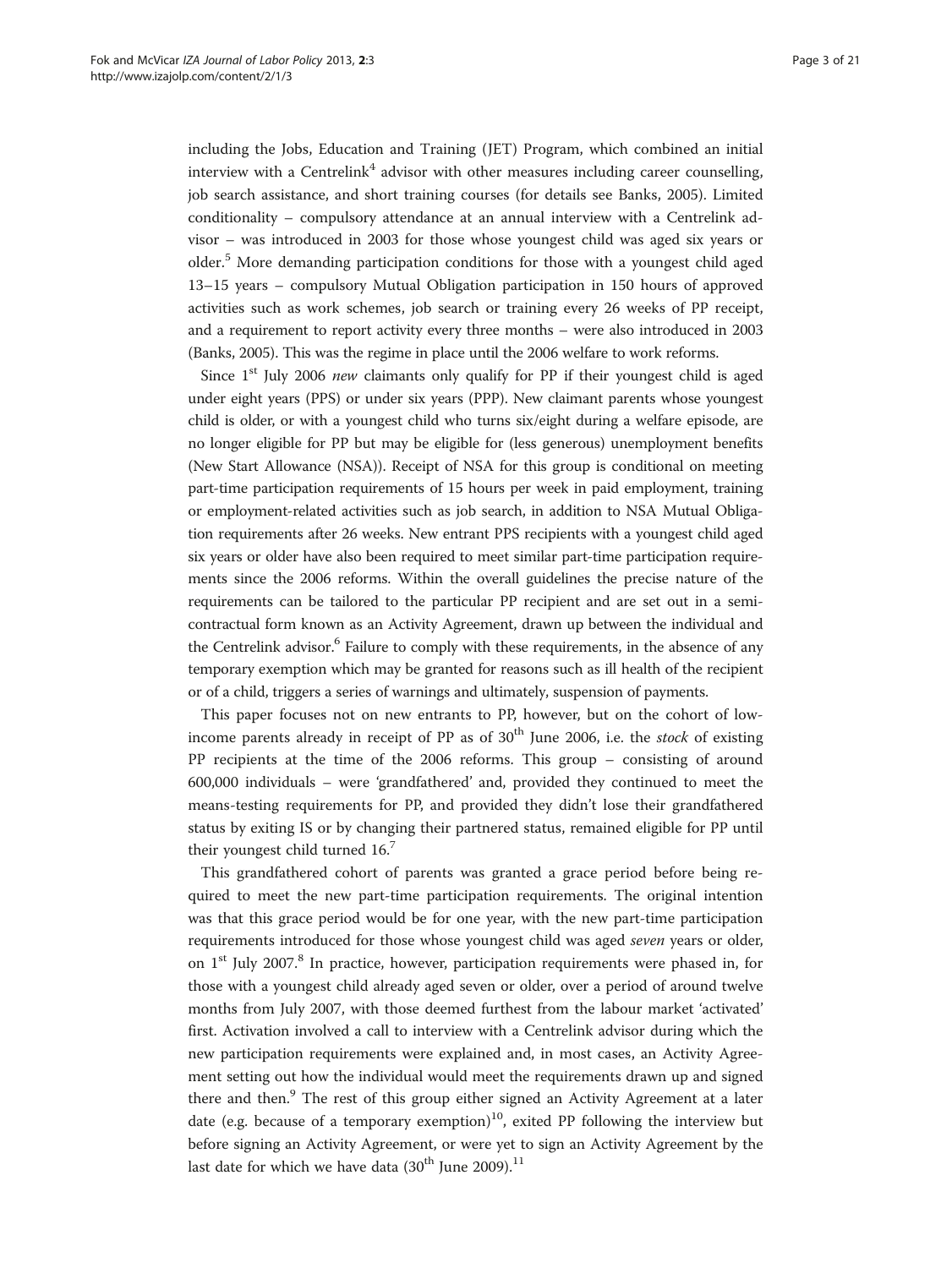including the Jobs, Education and Training (JET) Program, which combined an initial interview with a Centrelink[4] advisor with other measures including career counselling, job search assistance, and short training courses (for details see Banks, 2005). Limited conditionality – compulsory attendance at an annual interview with a Centrelink advisor – was introduced in 2003 for those whose youngest child was aged six years or older.[5] More demanding participation conditions for those with a youngest child aged 13–15 years – compulsory Mutual Obligation participation in 150 hours of approved activities such as work schemes, job search or training every 26 weeks of PP receipt, and a requirement to report activity every three months – were also introduced in 2003 (Banks, 2005). This was the regime in place until the 2006 welfare to work reforms.

Since 1st July 2006 *new* claimants only qualify for PP if their youngest child is aged under eight years (PPS) or under six years (PPP). New claimant parents whose youngest child is older, or with a youngest child who turns six/eight during a welfare episode, are no longer eligible for PP but may be eligible for (less generous) unemployment benefits (New Start Allowance (NSA)). Receipt of NSA for this group is conditional on meeting part-time participation requirements of 15 hours per week in paid employment, training or employment-related activities such as job search, in addition to NSA Mutual Obligation requirements after 26 weeks. New entrant PPS recipients with a youngest child aged six years or older have also been required to meet similar part-time participation requirements since the 2006 reforms. Within the overall guidelines the precise nature of the requirements can be tailored to the particular PP recipient and are set out in a semi-contractual form known as an Activity Agreement, drawn up between the individual and the Centrelink advisor.[6] Failure to comply with these requirements, in the absence of any temporary exemption which may be granted for reasons such as ill health of the recipient or of a child, triggers a series of warnings and ultimately, suspension of payments.

This paper focuses not on new entrants to PP, however, but on the cohort of low-income parents already in receipt of PP as of 30th June 2006, i.e. the *stock* of existing PP recipients at the time of the 2006 reforms. This group – consisting of around 600,000 individuals – were 'grandfathered' and, provided they continued to meet the means-testing requirements for PP, and provided they didn't lose their grandfathered status by exiting IS or by changing their partnered status, remained eligible for PP until their youngest child turned 16.[7]

This grandfathered cohort of parents was granted a grace period before being required to meet the new part-time participation requirements. The original intention was that this grace period would be for one year, with the new part-time participation requirements introduced for those whose youngest child was aged *seven* years or older, on 1st July 2007.[8] In practice, however, participation requirements were phased in, for those with a youngest child already aged seven or older, over a period of around twelve months from July 2007, with those deemed furthest from the labour market 'activated' first. Activation involved a call to interview with a Centrelink advisor during which the new participation requirements were explained and, in most cases, an Activity Agreement setting out how the individual would meet the requirements drawn up and signed there and then.[9] The rest of this group either signed an Activity Agreement at a later date (e.g. because of a temporary exemption)[10], exited PP following the interview but before signing an Activity Agreement, or were yet to sign an Activity Agreement by the last date for which we have data (30th June 2009).[11]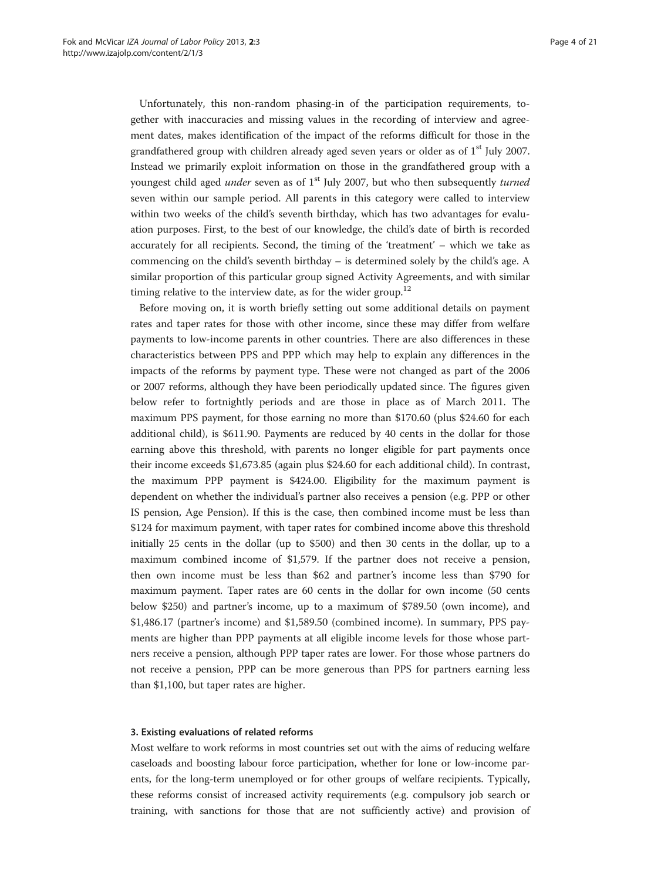Unfortunately, this non-random phasing-in of the participation requirements, together with inaccuracies and missing values in the recording of interview and agreement dates, makes identification of the impact of the reforms difficult for those in the grandfathered group with children already aged seven years or older as of 1st July 2007. Instead we primarily exploit information on those in the grandfathered group with a youngest child aged *under* seven as of 1st July 2007, but who then subsequently *turned* seven within our sample period. All parents in this category were called to interview within two weeks of the child's seventh birthday, which has two advantages for evaluation purposes. First, to the best of our knowledge, the child's date of birth is recorded accurately for all recipients. Second, the timing of the 'treatment' – which we take as commencing on the child's seventh birthday – is determined solely by the child's age. A similar proportion of this particular group signed Activity Agreements, and with similar timing relative to the interview date, as for the wider group.[12]

Before moving on, it is worth briefly setting out some additional details on payment rates and taper rates for those with other income, since these may differ from welfare payments to low-income parents in other countries. There are also differences in these characteristics between PPS and PPP which may help to explain any differences in the impacts of the reforms by payment type. These were not changed as part of the 2006 or 2007 reforms, although they have been periodically updated since. The figures given below refer to fortnightly periods and are those in place as of March 2011. The maximum PPS payment, for those earning no more than $170.60 (plus $24.60 for each additional child), is $611.90. Payments are reduced by 40 cents in the dollar for those earning above this threshold, with parents no longer eligible for part payments once their income exceeds $1,673.85 (again plus $24.60 for each additional child). In contrast, the maximum PPP payment is $424.00. Eligibility for the maximum payment is dependent on whether the individual's partner also receives a pension (e.g. PPP or other IS pension, Age Pension). If this is the case, then combined income must be less than $124 for maximum payment, with taper rates for combined income above this threshold initially 25 cents in the dollar (up to $500) and then 30 cents in the dollar, up to a maximum combined income of $1,579. If the partner does not receive a pension, then own income must be less than $62 and partner's income less than $790 for maximum payment. Taper rates are 60 cents in the dollar for own income (50 cents below $250) and partner's income, up to a maximum of $789.50 (own income), and $1,486.17 (partner's income) and $1,589.50 (combined income). In summary, PPS payments are higher than PPP payments at all eligible income levels for those whose partners receive a pension, although PPP taper rates are lower. For those whose partners do not receive a pension, PPP can be more generous than PPS for partners earning less than $1,100, but taper rates are higher.

### 3. Existing evaluations of related reforms

Most welfare to work reforms in most countries set out with the aims of reducing welfare caseloads and boosting labour force participation, whether for lone or low-income parents, for the long-term unemployed or for other groups of welfare recipients. Typically, these reforms consist of increased activity requirements (e.g. compulsory job search or training, with sanctions for those that are not sufficiently active) and provision of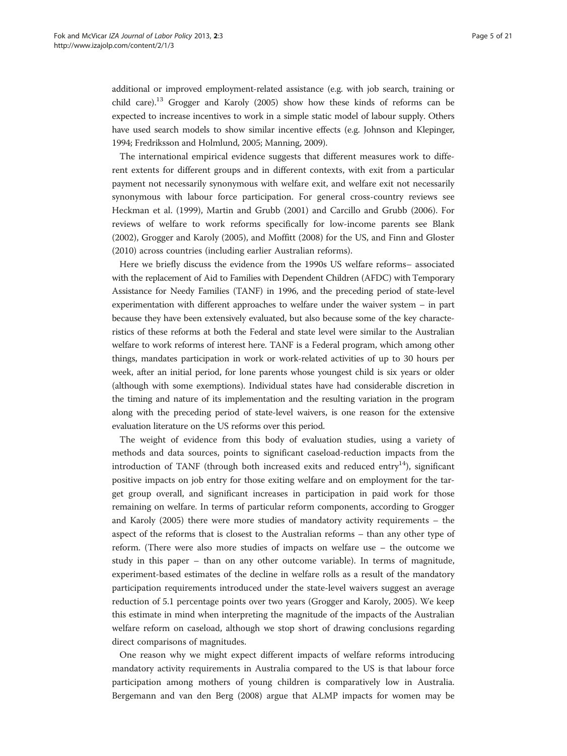additional or improved employment-related assistance (e.g. with job search, training or child care).[13] Grogger and Karoly (2005) show how these kinds of reforms can be expected to increase incentives to work in a simple static model of labour supply. Others have used search models to show similar incentive effects (e.g. Johnson and Klepinger, 1994; Fredriksson and Holmlund, 2005; Manning, 2009).

The international empirical evidence suggests that different measures work to different extents for different groups and in different contexts, with exit from a particular payment not necessarily synonymous with welfare exit, and welfare exit not necessarily synonymous with labour force participation. For general cross-country reviews see Heckman et al. (1999), Martin and Grubb (2001) and Carcillo and Grubb (2006). For reviews of welfare to work reforms specifically for low-income parents see Blank (2002), Grogger and Karoly (2005), and Moffitt (2008) for the US, and Finn and Gloster (2010) across countries (including earlier Australian reforms).

Here we briefly discuss the evidence from the 1990s US welfare reforms– associated with the replacement of Aid to Families with Dependent Children (AFDC) with Temporary Assistance for Needy Families (TANF) in 1996, and the preceding period of state-level experimentation with different approaches to welfare under the waiver system – in part because they have been extensively evaluated, but also because some of the key characteristics of these reforms at both the Federal and state level were similar to the Australian welfare to work reforms of interest here. TANF is a Federal program, which among other things, mandates participation in work or work-related activities of up to 30 hours per week, after an initial period, for lone parents whose youngest child is six years or older (although with some exemptions). Individual states have had considerable discretion in the timing and nature of its implementation and the resulting variation in the program along with the preceding period of state-level waivers, is one reason for the extensive evaluation literature on the US reforms over this period.

The weight of evidence from this body of evaluation studies, using a variety of methods and data sources, points to significant caseload-reduction impacts from the introduction of TANF (through both increased exits and reduced entry[14]), significant positive impacts on job entry for those exiting welfare and on employment for the target group overall, and significant increases in participation in paid work for those remaining on welfare. In terms of particular reform components, according to Grogger and Karoly (2005) there were more studies of mandatory activity requirements – the aspect of the reforms that is closest to the Australian reforms – than any other type of reform. (There were also more studies of impacts on welfare use – the outcome we study in this paper – than on any other outcome variable). In terms of magnitude, experiment-based estimates of the decline in welfare rolls as a result of the mandatory participation requirements introduced under the state-level waivers suggest an average reduction of 5.1 percentage points over two years (Grogger and Karoly, 2005). We keep this estimate in mind when interpreting the magnitude of the impacts of the Australian welfare reform on caseload, although we stop short of drawing conclusions regarding direct comparisons of magnitudes.

One reason why we might expect different impacts of welfare reforms introducing mandatory activity requirements in Australia compared to the US is that labour force participation among mothers of young children is comparatively low in Australia. Bergemann and van den Berg (2008) argue that ALMP impacts for women may be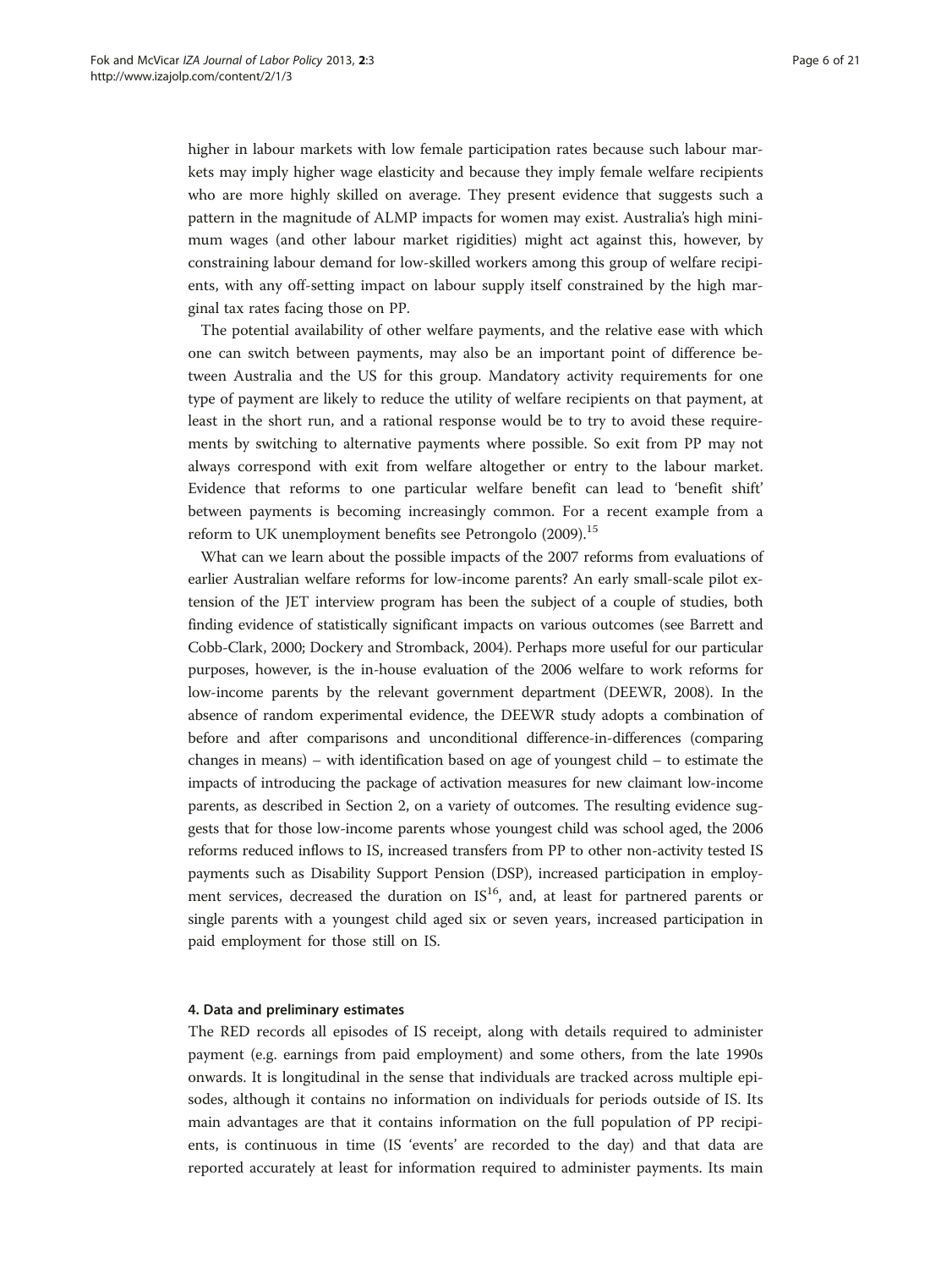higher in labour markets with low female participation rates because such labour markets may imply higher wage elasticity and because they imply female welfare recipients who are more highly skilled on average. They present evidence that suggests such a pattern in the magnitude of ALMP impacts for women may exist. Australia's high minimum wages (and other labour market rigidities) might act against this, however, by constraining labour demand for low-skilled workers among this group of welfare recipients, with any off-setting impact on labour supply itself constrained by the high marginal tax rates facing those on PP.

The potential availability of other welfare payments, and the relative ease with which one can switch between payments, may also be an important point of difference between Australia and the US for this group. Mandatory activity requirements for one type of payment are likely to reduce the utility of welfare recipients on that payment, at least in the short run, and a rational response would be to try to avoid these requirements by switching to alternative payments where possible. So exit from PP may not always correspond with exit from welfare altogether or entry to the labour market. Evidence that reforms to one particular welfare benefit can lead to 'benefit shift' between payments is becoming increasingly common. For a recent example from a reform to UK unemployment benefits see Petrongolo (2009).[15]

What can we learn about the possible impacts of the 2007 reforms from evaluations of earlier Australian welfare reforms for low-income parents? An early small-scale pilot extension of the JET interview program has been the subject of a couple of studies, both finding evidence of statistically significant impacts on various outcomes (see Barrett and Cobb-Clark, 2000; Dockery and Stromback, 2004). Perhaps more useful for our particular purposes, however, is the in-house evaluation of the 2006 welfare to work reforms for low-income parents by the relevant government department (DEEWR, 2008). In the absence of random experimental evidence, the DEEWR study adopts a combination of before and after comparisons and unconditional difference-in-differences (comparing changes in means) – with identification based on age of youngest child – to estimate the impacts of introducing the package of activation measures for new claimant low-income parents, as described in Section 2, on a variety of outcomes. The resulting evidence suggests that for those low-income parents whose youngest child was school aged, the 2006 reforms reduced inflows to IS, increased transfers from PP to other non-activity tested IS payments such as Disability Support Pension (DSP), increased participation in employment services, decreased the duration on IS[16], and, at least for partnered parents or single parents with a youngest child aged six or seven years, increased participation in paid employment for those still on IS.

#### 4. Data and preliminary estimates

The RED records all episodes of IS receipt, along with details required to administer payment (e.g. earnings from paid employment) and some others, from the late 1990s onwards. It is longitudinal in the sense that individuals are tracked across multiple episodes, although it contains no information on individuals for periods outside of IS. Its main advantages are that it contains information on the full population of PP recipients, is continuous in time (IS 'events' are recorded to the day) and that data are reported accurately at least for information required to administer payments. Its main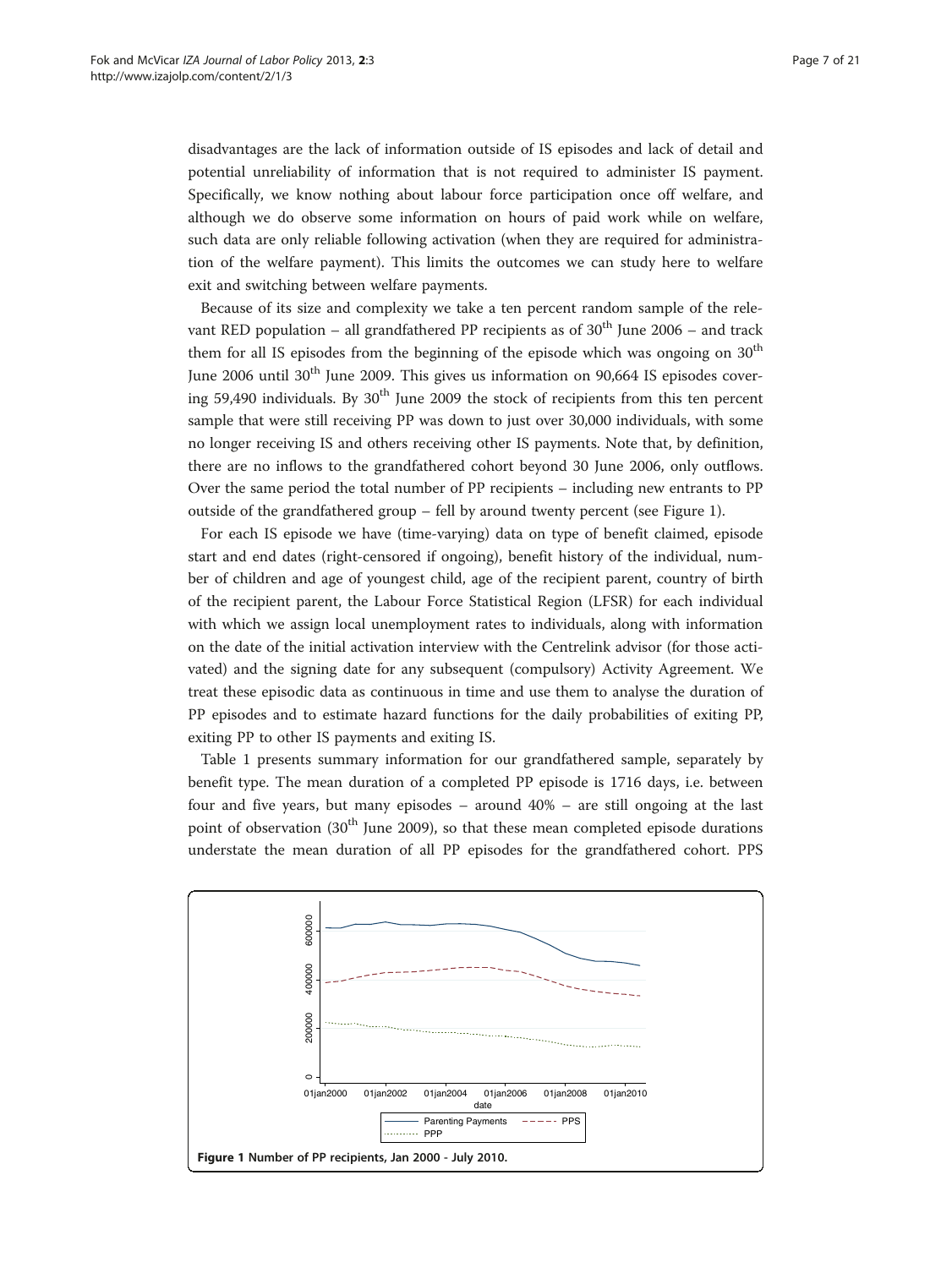disadvantages are the lack of information outside of IS episodes and lack of detail and potential unreliability of information that is not required to administer IS payment. Specifically, we know nothing about labour force participation once off welfare, and although we do observe some information on hours of paid work while on welfare, such data are only reliable following activation (when they are required for administration of the welfare payment). This limits the outcomes we can study here to welfare exit and switching between welfare payments.

Because of its size and complexity we take a ten percent random sample of the relevant RED population – all grandfathered PP recipients as of 30th June 2006 – and track them for all IS episodes from the beginning of the episode which was ongoing on 30th June 2006 until 30th June 2009. This gives us information on 90,664 IS episodes covering 59,490 individuals. By 30th June 2009 the stock of recipients from this ten percent sample that were still receiving PP was down to just over 30,000 individuals, with some no longer receiving IS and others receiving other IS payments. Note that, by definition, there are no inflows to the grandfathered cohort beyond 30 June 2006, only outflows. Over the same period the total number of PP recipients – including new entrants to PP outside of the grandfathered group – fell by around twenty percent (see Figure 1).

For each IS episode we have (time-varying) data on type of benefit claimed, episode start and end dates (right-censored if ongoing), benefit history of the individual, number of children and age of youngest child, age of the recipient parent, country of birth of the recipient parent, the Labour Force Statistical Region (LFSR) for each individual with which we assign local unemployment rates to individuals, along with information on the date of the initial activation interview with the Centrelink advisor (for those activated) and the signing date for any subsequent (compulsory) Activity Agreement. We treat these episodic data as continuous in time and use them to analyse the duration of PP episodes and to estimate hazard functions for the daily probabilities of exiting PP, exiting PP to other IS payments and exiting IS.

Table 1 presents summary information for our grandfathered sample, separately by benefit type. The mean duration of a completed PP episode is 1716 days, i.e. between four and five years, but many episodes – around 40% – are still ongoing at the last point of observation (30th June 2009), so that these mean completed episode durations understate the mean duration of all PP episodes for the grandfathered cohort. PPS

**Figure 1** Number of PP recipients, Jan 2000 - July 2010.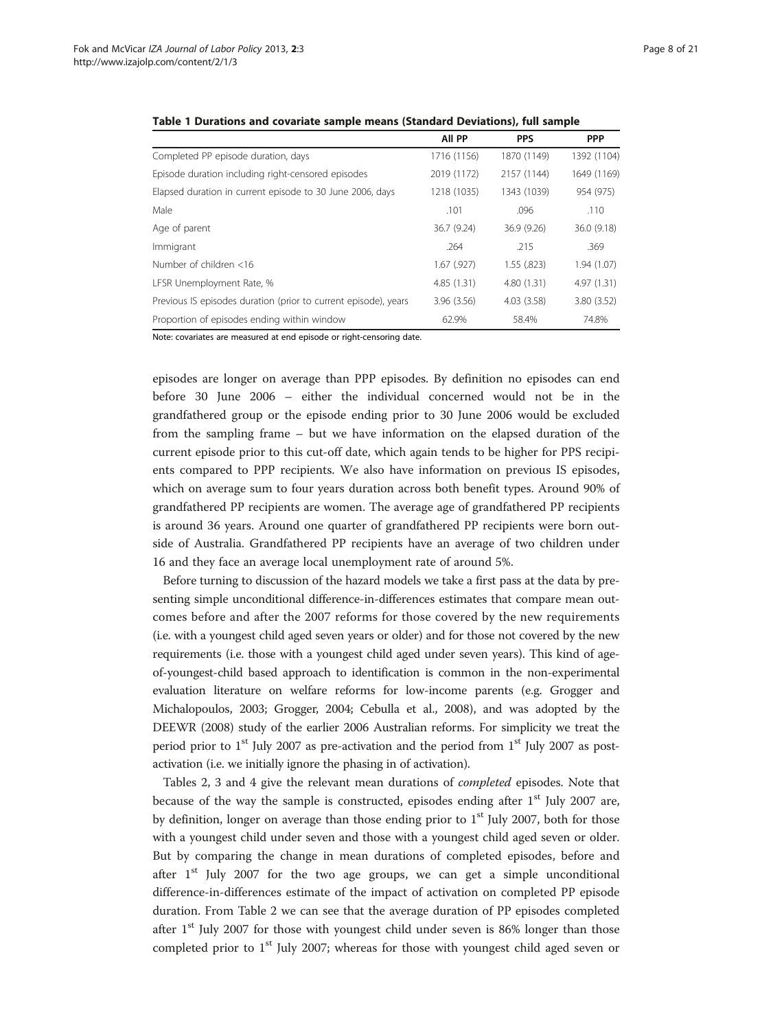**Table 1 Durations and covariate sample means (Standard Deviations), full sample**

| | All PP | PPS | PPP |
|---|---|---|---|
| Completed PP episode duration, days | 1716 (1156) | 1870 (1149) | 1392 (1104) |
| Episode duration including right-censored episodes | 2019 (1172) | 2157 (1144) | 1649 (1169) |
| Elapsed duration in current episode to 30 June 2006, days | 1218 (1035) | 1343 (1039) | 954 (975) |
| Male | .101 | .096 | .110 |
| Age of parent | 36.7 (9.24) | 36.9 (9.26) | 36.0 (9.18) |
| Immigrant | .264 | .215 | .369 |
| Number of children <16 | 1.67 (.927) | 1.55 (.823) | 1.94 (1.07) |
| LFSR Unemployment Rate, % | 4.85 (1.31) | 4.80 (1.31) | 4.97 (1.31) |
| Previous IS episodes duration (prior to current episode), years | 3.96 (3.56) | 4.03 (3.58) | 3.80 (3.52) |
| Proportion of episodes ending within window | 62.9% | 58.4% | 74.8% |

Note: covariates are measured at end episode or right-censoring date.

episodes are longer on average than PPP episodes. By definition no episodes can end before 30 June 2006 – either the individual concerned would not be in the grandfathered group or the episode ending prior to 30 June 2006 would be excluded from the sampling frame – but we have information on the elapsed duration of the current episode prior to this cut-off date, which again tends to be higher for PPS recipients compared to PPP recipients. We also have information on previous IS episodes, which on average sum to four years duration across both benefit types. Around 90% of grandfathered PP recipients are women. The average age of grandfathered PP recipients is around 36 years. Around one quarter of grandfathered PP recipients were born outside of Australia. Grandfathered PP recipients have an average of two children under 16 and they face an average local unemployment rate of around 5%.

Before turning to discussion of the hazard models we take a first pass at the data by presenting simple unconditional difference-in-differences estimates that compare mean outcomes before and after the 2007 reforms for those covered by the new requirements (i.e. with a youngest child aged seven years or older) and for those not covered by the new requirements (i.e. those with a youngest child aged under seven years). This kind of age-of-youngest-child based approach to identification is common in the non-experimental evaluation literature on welfare reforms for low-income parents (e.g. Grogger and Michalopoulos, 2003; Grogger, 2004; Cebulla et al., 2008), and was adopted by the DEEWR (2008) study of the earlier 2006 Australian reforms. For simplicity we treat the period prior to 1st July 2007 as pre-activation and the period from 1st July 2007 as post-activation (i.e. we initially ignore the phasing in of activation).

Tables 2, 3 and 4 give the relevant mean durations of *completed* episodes. Note that because of the way the sample is constructed, episodes ending after 1st July 2007 are, by definition, longer on average than those ending prior to 1st July 2007, both for those with a youngest child under seven and those with a youngest child aged seven or older. But by comparing the change in mean durations of completed episodes, before and after 1st July 2007 for the two age groups, we can get a simple unconditional difference-in-differences estimate of the impact of activation on completed PP episode duration. From Table 2 we can see that the average duration of PP episodes completed after 1st July 2007 for those with youngest child under seven is 86% longer than those completed prior to 1st July 2007; whereas for those with youngest child aged seven or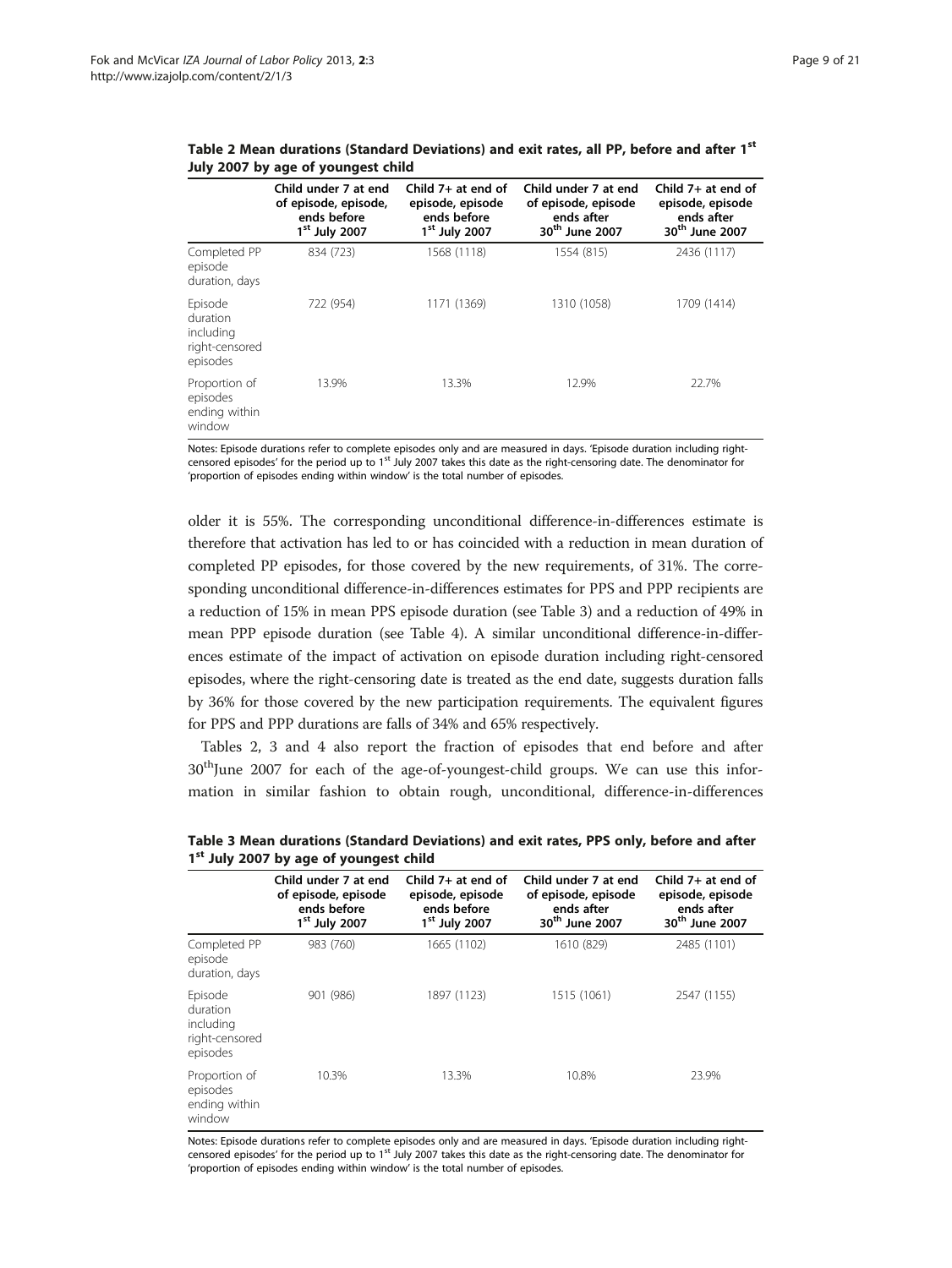**Table 2 Mean durations (Standard Deviations) and exit rates, all PP, before and after 1st July 2007 by age of youngest child**

| | Child under 7 at end of episode, episode, ends before 1st July 2007 | Child 7+ at end of episode, episode ends before 1st July 2007 | Child under 7 at end of episode, episode ends after 30th June 2007 | Child 7+ at end of episode, episode ends after 30th June 2007 |
|---|---|---|---|---|
| Completed PP episode duration, days | 834 (723) | 1568 (1118) | 1554 (815) | 2436 (1117) |
| Episode duration including right-censored episodes | 722 (954) | 1171 (1369) | 1310 (1058) | 1709 (1414) |
| Proportion of episodes ending within window | 13.9% | 13.3% | 12.9% | 22.7% |

Notes: Episode durations refer to complete episodes only and are measured in days. 'Episode duration including right-censored episodes' for the period up to 1st July 2007 takes this date as the right-censoring date. The denominator for 'proportion of episodes ending within window' is the total number of episodes.

older it is 55%. The corresponding unconditional difference-in-differences estimate is therefore that activation has led to or has coincided with a reduction in mean duration of completed PP episodes, for those covered by the new requirements, of 31%. The corresponding unconditional difference-in-differences estimates for PPS and PPP recipients are a reduction of 15% in mean PPS episode duration (see Table 3) and a reduction of 49% in mean PPP episode duration (see Table 4). A similar unconditional difference-in-differences estimate of the impact of activation on episode duration including right-censored episodes, where the right-censoring date is treated as the end date, suggests duration falls by 36% for those covered by the new participation requirements. The equivalent figures for PPS and PPP durations are falls of 34% and 65% respectively.

Tables 2, 3 and 4 also report the fraction of episodes that end before and after 30th June 2007 for each of the age-of-youngest-child groups. We can use this information in similar fashion to obtain rough, unconditional, difference-in-differences

**Table 3 Mean durations (Standard Deviations) and exit rates, PPS only, before and after 1st July 2007 by age of youngest child**

| | Child under 7 at end of episode, episode ends before 1st July 2007 | Child 7+ at end of episode, episode ends before 1st July 2007 | Child under 7 at end of episode, episode ends after 30th June 2007 | Child 7+ at end of episode, episode ends after 30th June 2007 |
|---|---|---|---|---|
| Completed PP episode duration, days | 983 (760) | 1665 (1102) | 1610 (829) | 2485 (1101) |
| Episode duration including right-censored episodes | 901 (986) | 1897 (1123) | 1515 (1061) | 2547 (1155) |
| Proportion of episodes ending within window | 10.3% | 13.3% | 10.8% | 23.9% |

Notes: Episode durations refer to complete episodes only and are measured in days. 'Episode duration including right-censored episodes' for the period up to 1st July 2007 takes this date as the right-censoring date. The denominator for 'proportion of episodes ending within window' is the total number of episodes.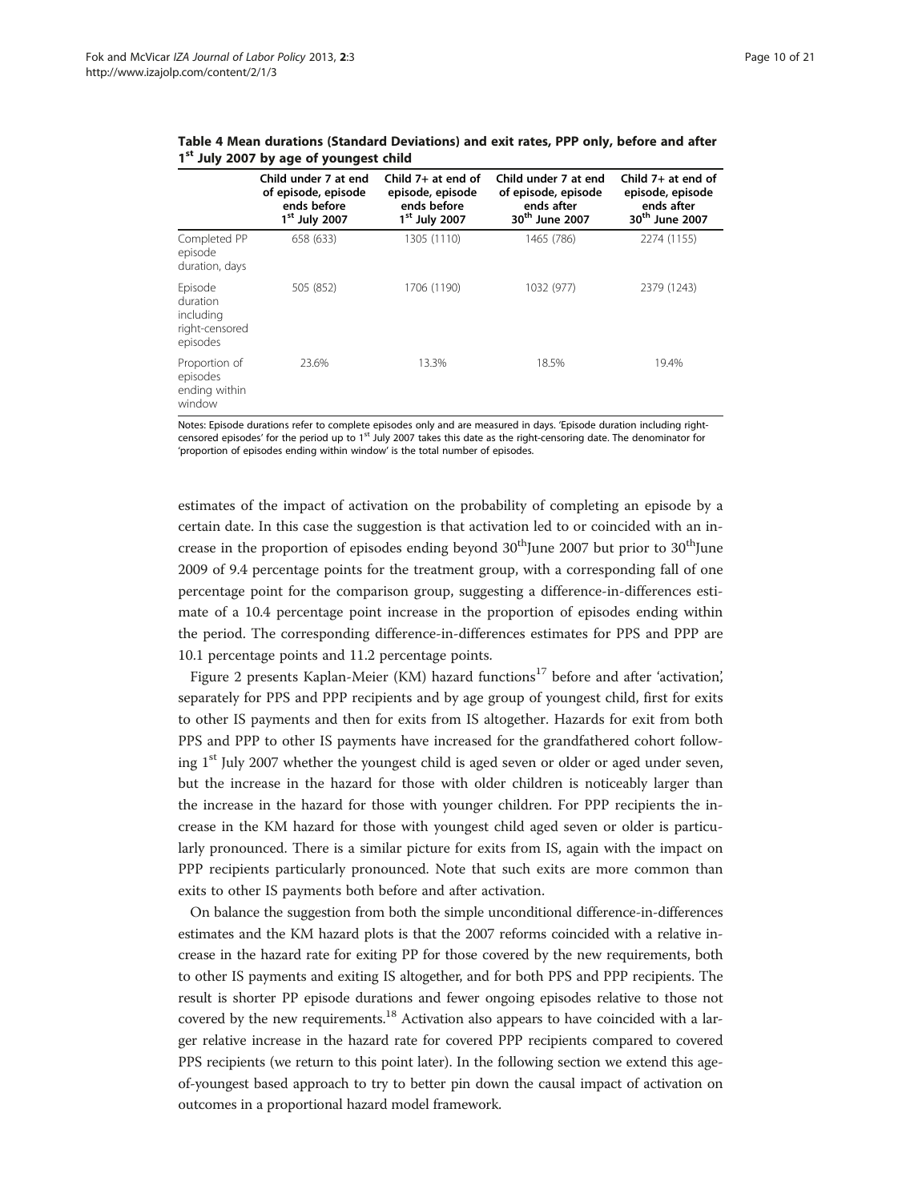**Table 4 Mean durations (Standard Deviations) and exit rates, PPP only, before and after 1st July 2007 by age of youngest child**

| | Child under 7 at end of episode, episode ends before 1st July 2007 | Child 7+ at end of episode, episode ends before 1st July 2007 | Child under 7 at end of episode, episode ends after 30th June 2007 | Child 7+ at end of episode, episode ends after 30th June 2007 |
|---|---|---|---|---|
| Completed PP episode duration, days | 658 (633) | 1305 (1110) | 1465 (786) | 2274 (1155) |
| Episode duration including right-censored episodes | 505 (852) | 1706 (1190) | 1032 (977) | 2379 (1243) |
| Proportion of episodes ending within window | 23.6% | 13.3% | 18.5% | 19.4% |

Notes: Episode durations refer to complete episodes only and are measured in days. 'Episode duration including right-censored episodes' for the period up to 1st July 2007 takes this date as the right-censoring date. The denominator for 'proportion of episodes ending within window' is the total number of episodes.

estimates of the impact of activation on the probability of completing an episode by a certain date. In this case the suggestion is that activation led to or coincided with an increase in the proportion of episodes ending beyond 30thJune 2007 but prior to 30thJune 2009 of 9.4 percentage points for the treatment group, with a corresponding fall of one percentage point for the comparison group, suggesting a difference-in-differences estimate of a 10.4 percentage point increase in the proportion of episodes ending within the period. The corresponding difference-in-differences estimates for PPS and PPP are 10.1 percentage points and 11.2 percentage points.

Figure 2 presents Kaplan-Meier (KM) hazard functions[17] before and after 'activation', separately for PPS and PPP recipients and by age group of youngest child, first for exits to other IS payments and then for exits from IS altogether. Hazards for exit from both PPS and PPP to other IS payments have increased for the grandfathered cohort following 1st July 2007 whether the youngest child is aged seven or older or aged under seven, but the increase in the hazard for those with older children is noticeably larger than the increase in the hazard for those with younger children. For PPP recipients the increase in the KM hazard for those with youngest child aged seven or older is particularly pronounced. There is a similar picture for exits from IS, again with the impact on PPP recipients particularly pronounced. Note that such exits are more common than exits to other IS payments both before and after activation.

On balance the suggestion from both the simple unconditional difference-in-differences estimates and the KM hazard plots is that the 2007 reforms coincided with a relative increase in the hazard rate for exiting PP for those covered by the new requirements, both to other IS payments and exiting IS altogether, and for both PPS and PPP recipients. The result is shorter PP episode durations and fewer ongoing episodes relative to those not covered by the new requirements.[18] Activation also appears to have coincided with a larger relative increase in the hazard rate for covered PPP recipients compared to covered PPS recipients (we return to this point later). In the following section we extend this age-of-youngest based approach to try to better pin down the causal impact of activation on outcomes in a proportional hazard model framework.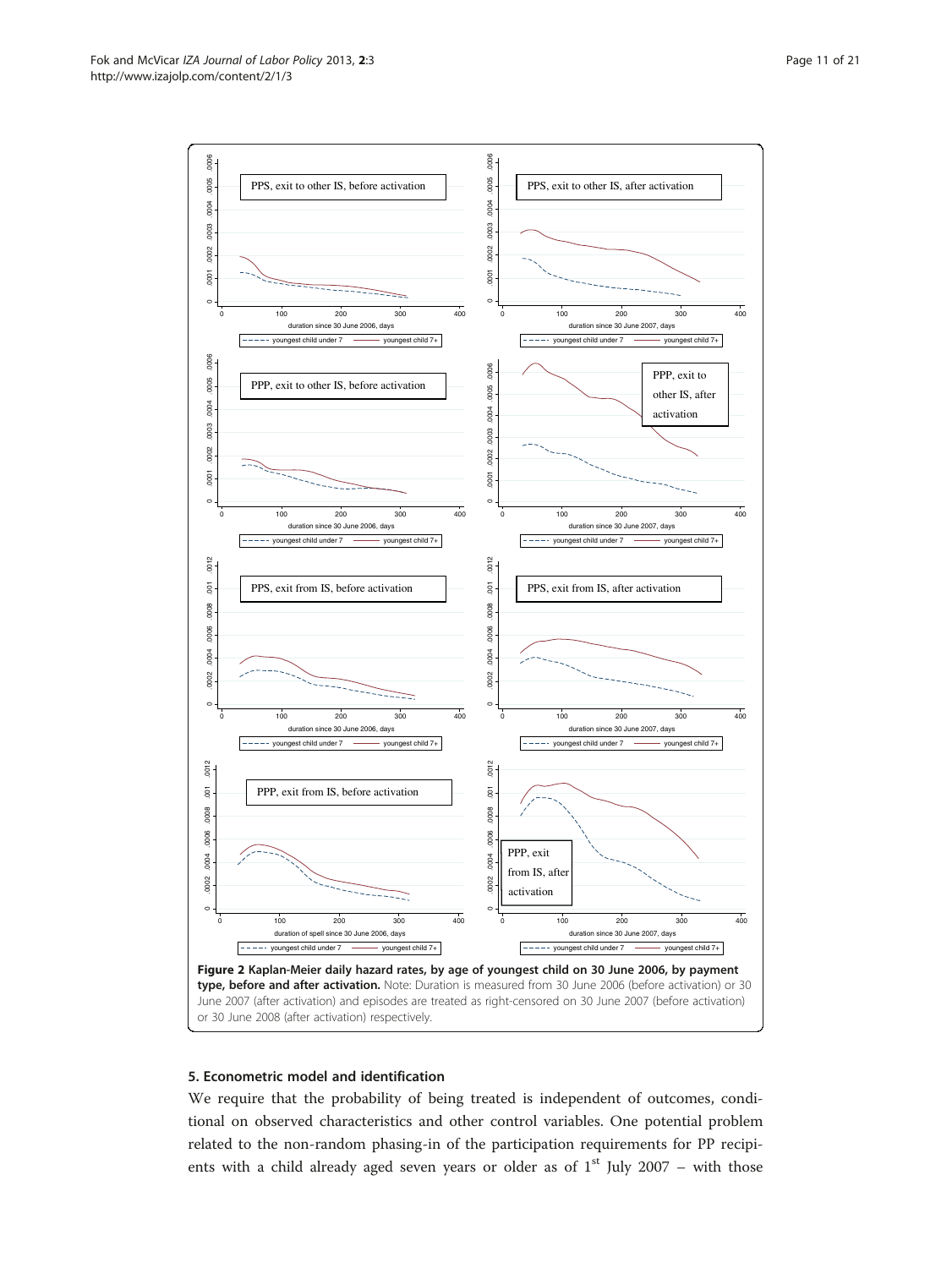**Figure 2 Kaplan-Meier daily hazard rates, by age of youngest child on 30 June 2006, by payment type, before and after activation.** Note: Duration is measured from 30 June 2006 (before activation) or 30 June 2007 (after activation) and episodes are treated as right-censored on 30 June 2007 (before activation) or 30 June 2008 (after activation) respectively.

## 5. Econometric model and identification

We require that the probability of being treated is independent of outcomes, conditional on observed characteristics and other control variables. One potential problem related to the non-random phasing-in of the participation requirements for PP recipients with a child already aged seven years or older as of 1st July 2007 – with those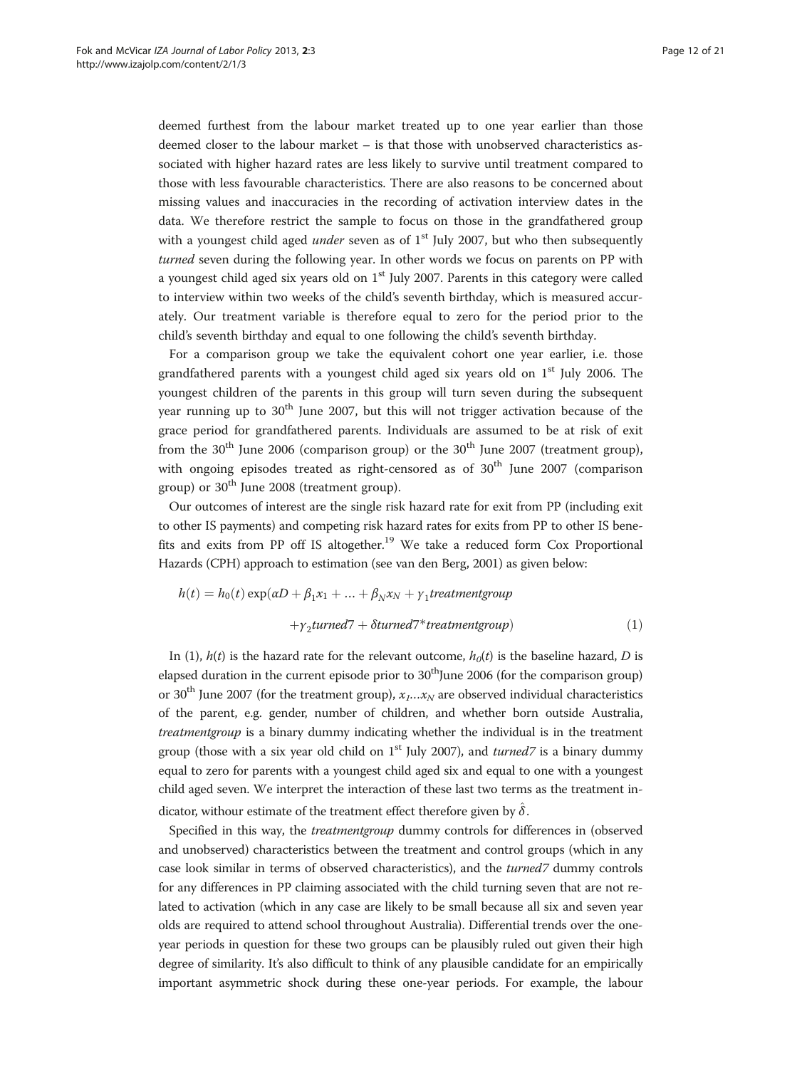deemed furthest from the labour market treated up to one year earlier than those deemed closer to the labour market – is that those with unobserved characteristics associated with higher hazard rates are less likely to survive until treatment compared to those with less favourable characteristics. There are also reasons to be concerned about missing values and inaccuracies in the recording of activation interview dates in the data. We therefore restrict the sample to focus on those in the grandfathered group with a youngest child aged *under* seven as of 1[st] July 2007, but who then subsequently *turned* seven during the following year. In other words we focus on parents on PP with a youngest child aged six years old on 1[st] July 2007. Parents in this category were called to interview within two weeks of the child's seventh birthday, which is measured accurately. Our treatment variable is therefore equal to zero for the period prior to the child's seventh birthday and equal to one following the child's seventh birthday.

For a comparison group we take the equivalent cohort one year earlier, i.e. those grandfathered parents with a youngest child aged six years old on 1[st] July 2006. The youngest children of the parents in this group will turn seven during the subsequent year running up to 30[th] June 2007, but this will not trigger activation because of the grace period for grandfathered parents. Individuals are assumed to be at risk of exit from the 30[th] June 2006 (comparison group) or the 30[th] June 2007 (treatment group), with ongoing episodes treated as right-censored as of 30[th] June 2007 (comparison group) or 30[th] June 2008 (treatment group).

Our outcomes of interest are the single risk hazard rate for exit from PP (including exit to other IS payments) and competing risk hazard rates for exits from PP to other IS benefits and exits from PP off IS altogether.[19] We take a reduced form Cox Proportional Hazards (CPH) approach to estimation (see van den Berg, 2001) as given below:

$$h(t) = h_0(t)\exp(\alpha D + \beta_1 x_1 + \ldots + \beta_N x_N + \gamma_1 treatmentgroup + \gamma_2 turned7 + \delta turned7^{*} treatmentgroup) \quad (1)$$

In (1), $h(t)$ is the hazard rate for the relevant outcome, $h_0(t)$ is the baseline hazard, $D$ is elapsed duration in the current episode prior to 30[th]June 2006 (for the comparison group) or 30[th] June 2007 (for the treatment group), $x_1 \ldots x_N$ are observed individual characteristics of the parent, e.g. gender, number of children, and whether born outside Australia, *treatmentgroup* is a binary dummy indicating whether the individual is in the treatment group (those with a six year old child on 1[st] July 2007), and *turned7* is a binary dummy equal to zero for parents with a youngest child aged six and equal to one with a youngest child aged seven. We interpret the interaction of these last two terms as the treatment indicator, withour estimate of the treatment effect therefore given by $\hat{\delta}$.

Specified in this way, the *treatmentgroup* dummy controls for differences in (observed and unobserved) characteristics between the treatment and control groups (which in any case look similar in terms of observed characteristics), and the *turned7* dummy controls for any differences in PP claiming associated with the child turning seven that are not related to activation (which in any case are likely to be small because all six and seven year olds are required to attend school throughout Australia). Differential trends over the one-year periods in question for these two groups can be plausibly ruled out given their high degree of similarity. It's also difficult to think of any plausible candidate for an empirically important asymmetric shock during these one-year periods. For example, the labour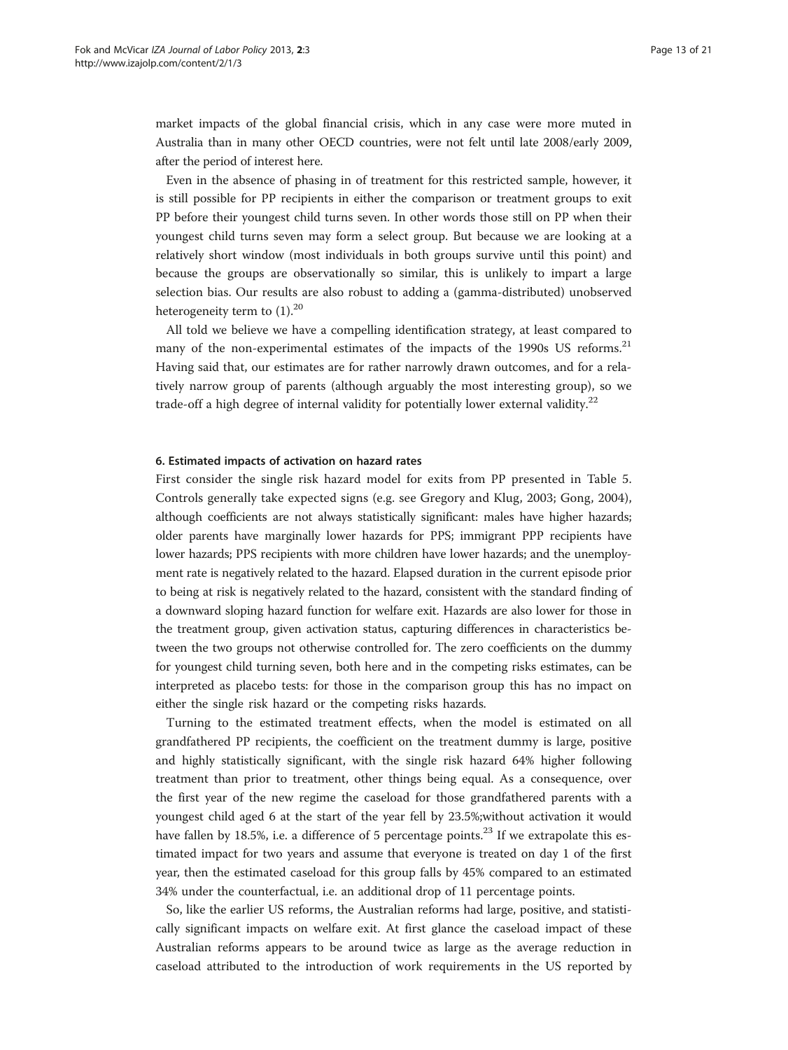market impacts of the global financial crisis, which in any case were more muted in Australia than in many other OECD countries, were not felt until late 2008/early 2009, after the period of interest here.

Even in the absence of phasing in of treatment for this restricted sample, however, it is still possible for PP recipients in either the comparison or treatment groups to exit PP before their youngest child turns seven. In other words those still on PP when their youngest child turns seven may form a select group. But because we are looking at a relatively short window (most individuals in both groups survive until this point) and because the groups are observationally so similar, this is unlikely to impart a large selection bias. Our results are also robust to adding a (gamma-distributed) unobserved heterogeneity term to (1).[20]

All told we believe we have a compelling identification strategy, at least compared to many of the non-experimental estimates of the impacts of the 1990s US reforms.[21] Having said that, our estimates are for rather narrowly drawn outcomes, and for a relatively narrow group of parents (although arguably the most interesting group), so we trade-off a high degree of internal validity for potentially lower external validity.[22]

## 6. Estimated impacts of activation on hazard rates

First consider the single risk hazard model for exits from PP presented in Table 5. Controls generally take expected signs (e.g. see Gregory and Klug, 2003; Gong, 2004), although coefficients are not always statistically significant: males have higher hazards; older parents have marginally lower hazards for PPS; immigrant PPP recipients have lower hazards; PPS recipients with more children have lower hazards; and the unemployment rate is negatively related to the hazard. Elapsed duration in the current episode prior to being at risk is negatively related to the hazard, consistent with the standard finding of a downward sloping hazard function for welfare exit. Hazards are also lower for those in the treatment group, given activation status, capturing differences in characteristics between the two groups not otherwise controlled for. The zero coefficients on the dummy for youngest child turning seven, both here and in the competing risks estimates, can be interpreted as placebo tests: for those in the comparison group this has no impact on either the single risk hazard or the competing risks hazards.

Turning to the estimated treatment effects, when the model is estimated on all grandfathered PP recipients, the coefficient on the treatment dummy is large, positive and highly statistically significant, with the single risk hazard 64% higher following treatment than prior to treatment, other things being equal. As a consequence, over the first year of the new regime the caseload for those grandfathered parents with a youngest child aged 6 at the start of the year fell by 23.5%;without activation it would have fallen by 18.5%, i.e. a difference of 5 percentage points.[23] If we extrapolate this estimated impact for two years and assume that everyone is treated on day 1 of the first year, then the estimated caseload for this group falls by 45% compared to an estimated 34% under the counterfactual, i.e. an additional drop of 11 percentage points.

So, like the earlier US reforms, the Australian reforms had large, positive, and statistically significant impacts on welfare exit. At first glance the caseload impact of these Australian reforms appears to be around twice as large as the average reduction in caseload attributed to the introduction of work requirements in the US reported by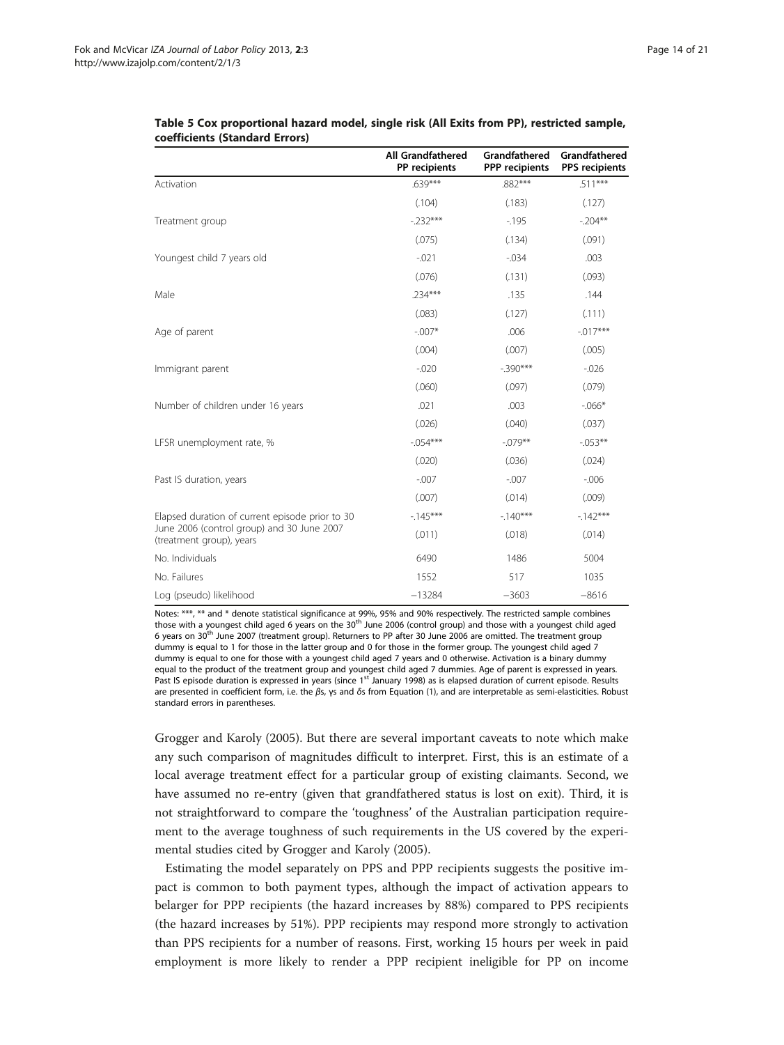**Table 5 Cox proportional hazard model, single risk (All Exits from PP), restricted sample, coefficients (Standard Errors)**

| | All Grandfathered PP recipients | Grandfathered PPP recipients | Grandfathered PPS recipients |
|---|---|---|---|
| Activation | .639*** | .882*** | .511*** |
| | (.104) | (.183) | (.127) |
| Treatment group | -.232*** | -.195 | -.204** |
| | (.075) | (.134) | (.091) |
| Youngest child 7 years old | -.021 | -.034 | .003 |
| | (.076) | (.131) | (.093) |
| Male | .234*** | .135 | .144 |
| | (.083) | (.127) | (.111) |
| Age of parent | -.007* | .006 | -.017*** |
| | (.004) | (.007) | (.005) |
| Immigrant parent | -.020 | -.390*** | -.026 |
| | (.060) | (.097) | (.079) |
| Number of children under 16 years | .021 | .003 | -.066* |
| | (.026) | (.040) | (.037) |
| LFSR unemployment rate, % | -.054*** | -.079** | -.053** |
| | (.020) | (.036) | (.024) |
| Past IS duration, years | -.007 | -.007 | -.006 |
| | (.007) | (.014) | (.009) |
| Elapsed duration of current episode prior to 30 June 2006 (control group) and 30 June 2007 (treatment group), years | -.145*** | -.140*** | -.142*** |
| | (.011) | (.018) | (.014) |
| No. Individuals | 6490 | 1486 | 5004 |
| No. Failures | 1552 | 517 | 1035 |
| Log (pseudo) likelihood | −13284 | −3603 | −8616 |

Notes: ***, ** and * denote statistical significance at 99%, 95% and 90% respectively. The restricted sample combines those with a youngest child aged 6 years on the 30th June 2006 (control group) and those with a youngest child aged 6 years on 30th June 2007 (treatment group). Returners to PP after 30 June 2006 are omitted. The treatment group dummy is equal to 1 for those in the latter group and 0 for those in the former group. The youngest child aged 7 dummy is equal to one for those with a youngest child aged 7 years and 0 otherwise. Activation is a binary dummy equal to the product of the treatment group and youngest child aged 7 dummies. Age of parent is expressed in years. Past IS episode duration is expressed in years (since 1st January 1998) as is elapsed duration of current episode. Results are presented in coefficient form, i.e. the βs, γs and δs from Equation (1), and are interpretable as semi-elasticities. Robust standard errors in parentheses.

Grogger and Karoly (2005). But there are several important caveats to note which make any such comparison of magnitudes difficult to interpret. First, this is an estimate of a local average treatment effect for a particular group of existing claimants. Second, we have assumed no re-entry (given that grandfathered status is lost on exit). Third, it is not straightforward to compare the 'toughness' of the Australian participation requirement to the average toughness of such requirements in the US covered by the experimental studies cited by Grogger and Karoly (2005).

Estimating the model separately on PPS and PPP recipients suggests the positive impact is common to both payment types, although the impact of activation appears to belarger for PPP recipients (the hazard increases by 88%) compared to PPS recipients (the hazard increases by 51%). PPP recipients may respond more strongly to activation than PPS recipients for a number of reasons. First, working 15 hours per week in paid employment is more likely to render a PPP recipient ineligible for PP on income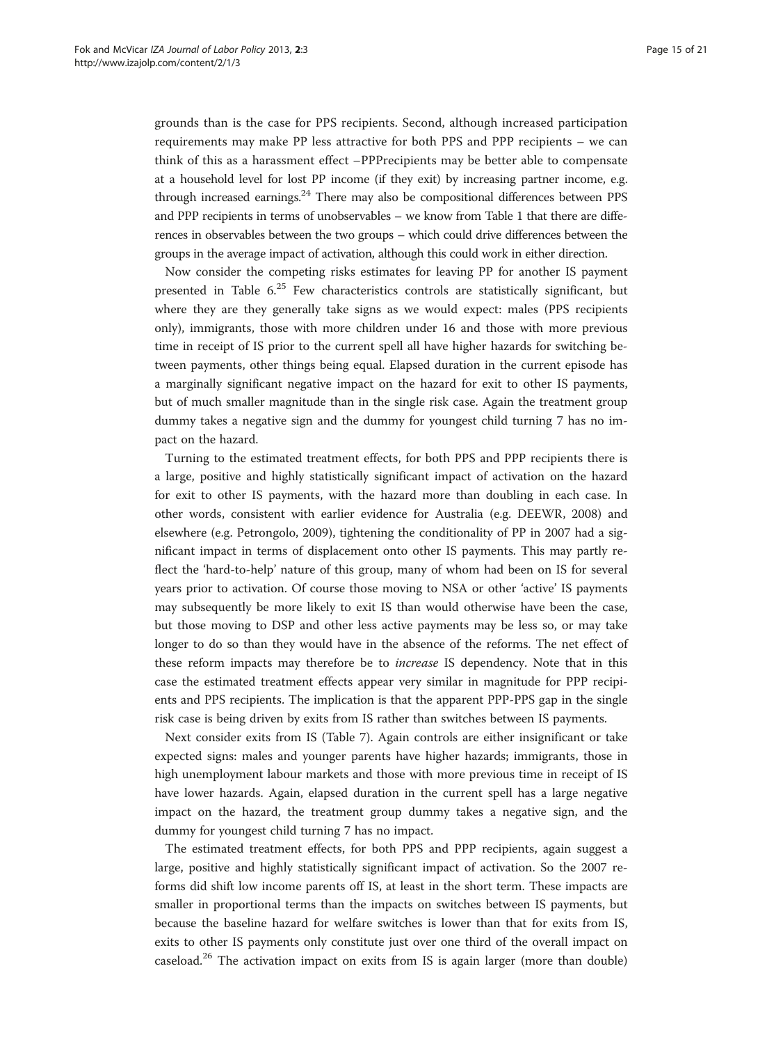grounds than is the case for PPS recipients. Second, although increased participation requirements may make PP less attractive for both PPS and PPP recipients – we can think of this as a harassment effect –PPPrecipients may be better able to compensate at a household level for lost PP income (if they exit) by increasing partner income, e.g. through increased earnings.[24] There may also be compositional differences between PPS and PPP recipients in terms of unobservables – we know from Table 1 that there are differences in observables between the two groups – which could drive differences between the groups in the average impact of activation, although this could work in either direction.

Now consider the competing risks estimates for leaving PP for another IS payment presented in Table 6.[25] Few characteristics controls are statistically significant, but where they are they generally take signs as we would expect: males (PPS recipients only), immigrants, those with more children under 16 and those with more previous time in receipt of IS prior to the current spell all have higher hazards for switching between payments, other things being equal. Elapsed duration in the current episode has a marginally significant negative impact on the hazard for exit to other IS payments, but of much smaller magnitude than in the single risk case. Again the treatment group dummy takes a negative sign and the dummy for youngest child turning 7 has no impact on the hazard.

Turning to the estimated treatment effects, for both PPS and PPP recipients there is a large, positive and highly statistically significant impact of activation on the hazard for exit to other IS payments, with the hazard more than doubling in each case. In other words, consistent with earlier evidence for Australia (e.g. DEEWR, 2008) and elsewhere (e.g. Petrongolo, 2009), tightening the conditionality of PP in 2007 had a significant impact in terms of displacement onto other IS payments. This may partly reflect the 'hard-to-help' nature of this group, many of whom had been on IS for several years prior to activation. Of course those moving to NSA or other 'active' IS payments may subsequently be more likely to exit IS than would otherwise have been the case, but those moving to DSP and other less active payments may be less so, or may take longer to do so than they would have in the absence of the reforms. The net effect of these reform impacts may therefore be to *increase* IS dependency. Note that in this case the estimated treatment effects appear very similar in magnitude for PPP recipients and PPS recipients. The implication is that the apparent PPP-PPS gap in the single risk case is being driven by exits from IS rather than switches between IS payments.

Next consider exits from IS (Table 7). Again controls are either insignificant or take expected signs: males and younger parents have higher hazards; immigrants, those in high unemployment labour markets and those with more previous time in receipt of IS have lower hazards. Again, elapsed duration in the current spell has a large negative impact on the hazard, the treatment group dummy takes a negative sign, and the dummy for youngest child turning 7 has no impact.

The estimated treatment effects, for both PPS and PPP recipients, again suggest a large, positive and highly statistically significant impact of activation. So the 2007 reforms did shift low income parents off IS, at least in the short term. These impacts are smaller in proportional terms than the impacts on switches between IS payments, but because the baseline hazard for welfare switches is lower than that for exits from IS, exits to other IS payments only constitute just over one third of the overall impact on caseload.[26] The activation impact on exits from IS is again larger (more than double)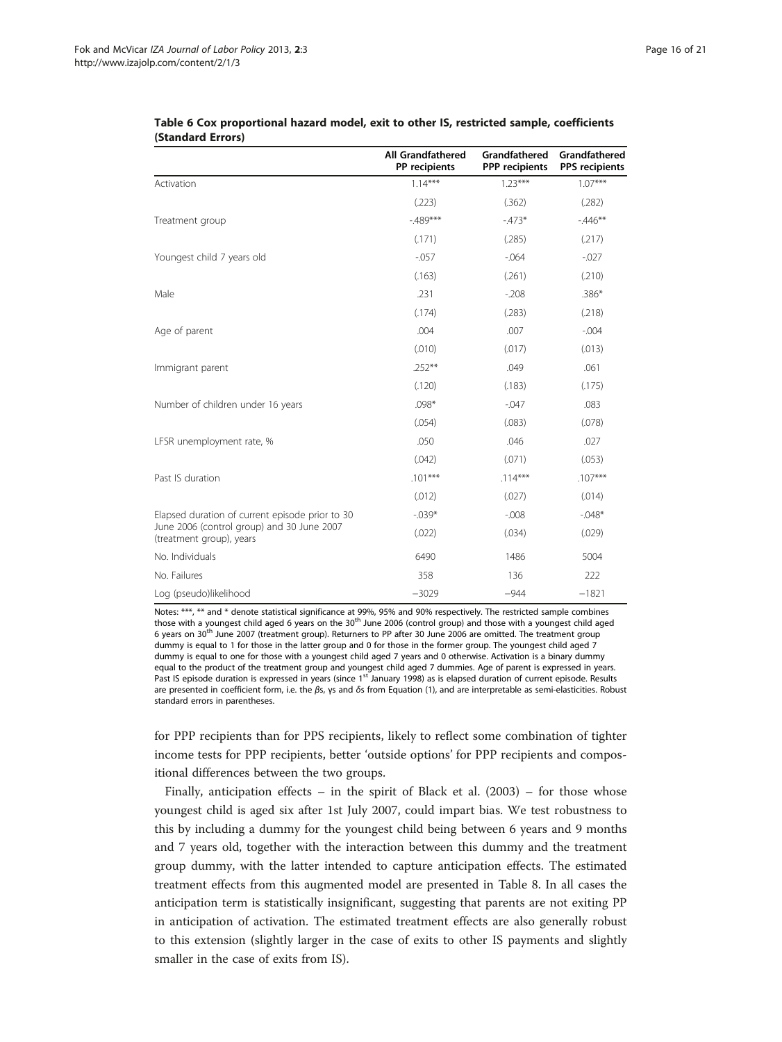**Table 6 Cox proportional hazard model, exit to other IS, restricted sample, coefficients (Standard Errors)**

| | All Grandfathered PP recipients | Grandfathered PPP recipients | Grandfathered PPS recipients |
|---|---|---|---|
| Activation | 1.14*** | 1.23*** | 1.07*** |
| | (.223) | (.362) | (.282) |
| Treatment group | -.489*** | -.473* | -.446** |
| | (.171) | (.285) | (.217) |
| Youngest child 7 years old | -.057 | -.064 | -.027 |
| | (.163) | (.261) | (.210) |
| Male | .231 | -.208 | .386* |
| | (.174) | (.283) | (.218) |
| Age of parent | .004 | .007 | -.004 |
| | (.010) | (.017) | (.013) |
| Immigrant parent | .252** | .049 | .061 |
| | (.120) | (.183) | (.175) |
| Number of children under 16 years | .098* | -.047 | .083 |
| | (.054) | (.083) | (.078) |
| LFSR unemployment rate, % | .050 | .046 | .027 |
| | (.042) | (.071) | (.053) |
| Past IS duration | .101*** | .114*** | .107*** |
| | (.012) | (.027) | (.014) |
| Elapsed duration of current episode prior to 30 June 2006 (control group) and 30 June 2007 (treatment group), years | -.039* | -.008 | -.048* |
| | (.022) | (.034) | (.029) |
| No. Individuals | 6490 | 1486 | 5004 |
| No. Failures | 358 | 136 | 222 |
| Log (pseudo)likelihood | −3029 | −944 | −1821 |

Notes: ***, ** and * denote statistical significance at 99%, 95% and 90% respectively. The restricted sample combines those with a youngest child aged 6 years on the 30th June 2006 (control group) and those with a youngest child aged 6 years on 30th June 2007 (treatment group). Returners to PP after 30 June 2006 are omitted. The treatment group dummy is equal to 1 for those in the latter group and 0 for those in the former group. The youngest child aged 7 dummy is equal to one for those with a youngest child aged 7 years and 0 otherwise. Activation is a binary dummy equal to the product of the treatment group and youngest child aged 7 dummies. Age of parent is expressed in years. Past IS episode duration is expressed in years (since 1st January 1998) as is elapsed duration of current episode. Results are presented in coefficient form, i.e. the $\beta$s, $\gamma$s and $\delta$s from Equation (1), and are interpretable as semi-elasticities. Robust standard errors in parentheses.

for PPP recipients than for PPS recipients, likely to reflect some combination of tighter income tests for PPP recipients, better 'outside options' for PPP recipients and compositional differences between the two groups.

Finally, anticipation effects – in the spirit of Black et al. (2003) – for those whose youngest child is aged six after 1st July 2007, could impart bias. We test robustness to this by including a dummy for the youngest child being between 6 years and 9 months and 7 years old, together with the interaction between this dummy and the treatment group dummy, with the latter intended to capture anticipation effects. The estimated treatment effects from this augmented model are presented in Table 8. In all cases the anticipation term is statistically insignificant, suggesting that parents are not exiting PP in anticipation of activation. The estimated treatment effects are also generally robust to this extension (slightly larger in the case of exits to other IS payments and slightly smaller in the case of exits from IS).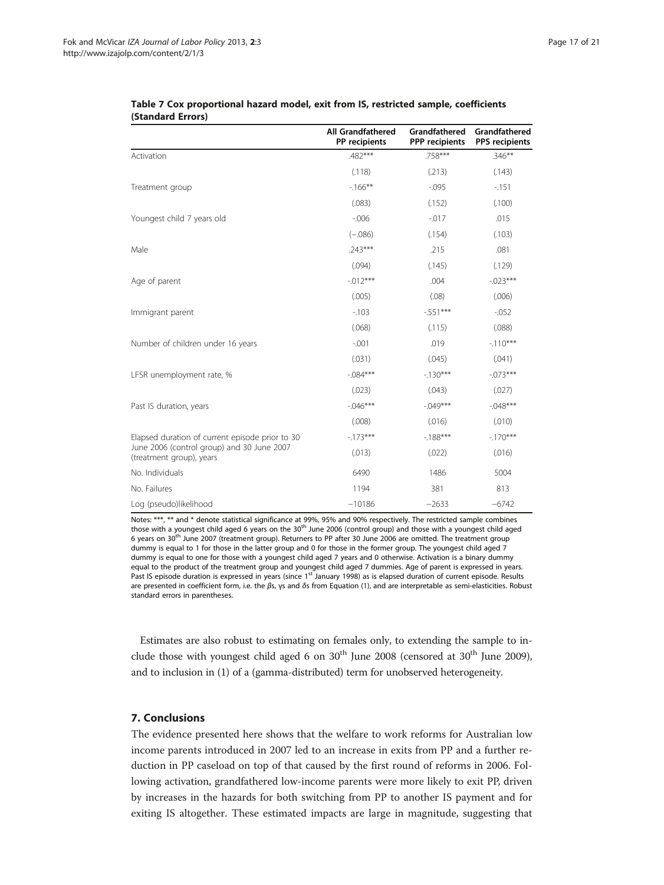**Table 7 Cox proportional hazard model, exit from IS, restricted sample, coefficients (Standard Errors)**

| | All Grandfathered PP recipients | Grandfathered PPP recipients | Grandfathered PPS recipients |
|---|---|---|---|
| Activation | .482*** | .758*** | .346** |
| | (.118) | (.213) | (.143) |
| Treatment group | -.166** | -.095 | -.151 |
| | (.083) | (.152) | (.100) |
| Youngest child 7 years old | -.006 | -.017 | .015 |
| | (−.086) | (.154) | (.103) |
| Male | .243*** | .215 | .081 |
| | (.094) | (.145) | (.129) |
| Age of parent | -.012*** | .004 | -.023*** |
| | (.005) | (.08) | (.006) |
| Immigrant parent | -.103 | -.551*** | -.052 |
| | (.068) | (.115) | (.088) |
| Number of children under 16 years | -.001 | .019 | -.110*** |
| | (.031) | (.045) | (.041) |
| LFSR unemployment rate, % | -.084*** | -.130*** | -.073*** |
| | (.023) | (.043) | (.027) |
| Past IS duration, years | -.046*** | -.049*** | -.048*** |
| | (.008) | (.016) | (.010) |
| Elapsed duration of current episode prior to 30 June 2006 (control group) and 30 June 2007 (treatment group), years | -.173*** | -.188*** | -.170*** |
| | (.013) | (.022) | (.016) |
| No. Individuals | 6490 | 1486 | 5004 |
| No. Failures | 1194 | 381 | 813 |
| Log (pseudo)likelihood | −10186 | −2633 | −6742 |

Notes: ***, ** and * denote statistical significance at 99%, 95% and 90% respectively. The restricted sample combines those with a youngest child aged 6 years on the 30th June 2006 (control group) and those with a youngest child aged 6 years on 30th June 2007 (treatment group). Returners to PP after 30 June 2006 are omitted. The treatment group dummy is equal to 1 for those in the latter group and 0 for those in the former group. The youngest child aged 7 dummy is equal to one for those with a youngest child aged 7 years and 0 otherwise. Activation is a binary dummy equal to the product of the treatment group and youngest child aged 7 dummies. Age of parent is expressed in years. Past IS episode duration is expressed in years (since 1st January 1998) as is elapsed duration of current episode. Results are presented in coefficient form, i.e. the βs, γs and δs from Equation (1), and are interpretable as semi-elasticities. Robust standard errors in parentheses.

Estimates are also robust to estimating on females only, to extending the sample to include those with youngest child aged 6 on 30th June 2008 (censored at 30th June 2009), and to inclusion in (1) of a (gamma-distributed) term for unobserved heterogeneity.

## 7. Conclusions

The evidence presented here shows that the welfare to work reforms for Australian low income parents introduced in 2007 led to an increase in exits from PP and a further reduction in PP caseload on top of that caused by the first round of reforms in 2006. Following activation, grandfathered low-income parents were more likely to exit PP, driven by increases in the hazards for both switching from PP to another IS payment and for exiting IS altogether. These estimated impacts are large in magnitude, suggesting that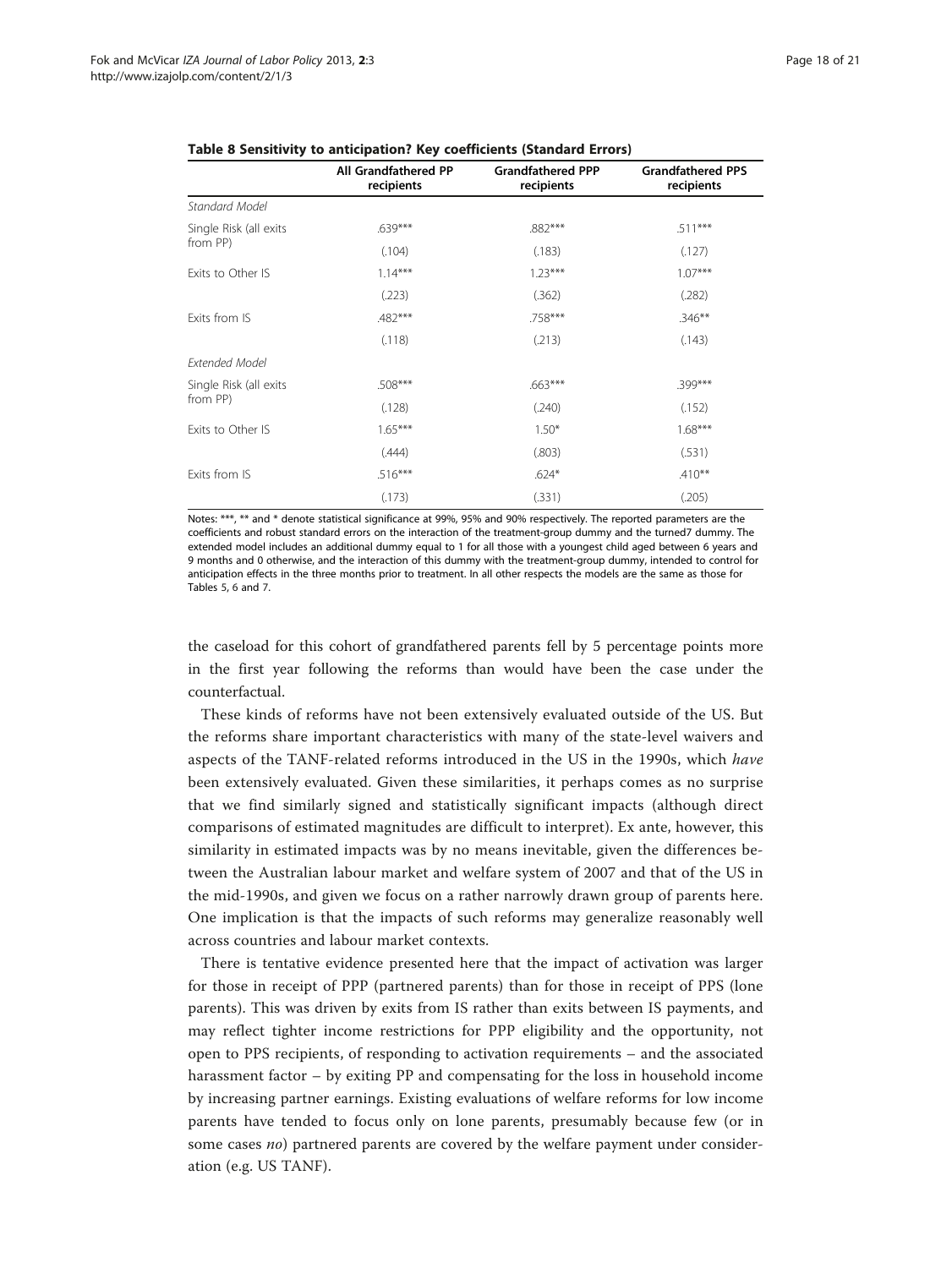**Table 8 Sensitivity to anticipation? Key coefficients (Standard Errors)**

| | All Grandfathered PP recipients | Grandfathered PPP recipients | Grandfathered PPS recipients |
|---|---|---|---|
| *Standard Model* | | | |
| Single Risk (all exits from PP) | .639*** | .882*** | .511*** |
| | (.104) | (.183) | (.127) |
| Exits to Other IS | 1.14*** | 1.23*** | 1.07*** |
| | (.223) | (.362) | (.282) |
| Exits from IS | .482*** | .758*** | .346** |
| | (.118) | (.213) | (.143) |
| *Extended Model* | | | |
| Single Risk (all exits from PP) | .508*** | .663*** | .399*** |
| | (.128) | (.240) | (.152) |
| Exits to Other IS | 1.65*** | 1.50* | 1.68*** |
| | (.444) | (.803) | (.531) |
| Exits from IS | .516*** | .624* | .410** |
| | (.173) | (.331) | (.205) |

Notes: ***, ** and * denote statistical significance at 99%, 95% and 90% respectively. The reported parameters are the coefficients and robust standard errors on the interaction of the treatment-group dummy and the turned7 dummy. The extended model includes an additional dummy equal to 1 for all those with a youngest child aged between 6 years and 9 months and 0 otherwise, and the interaction of this dummy with the treatment-group dummy, intended to control for anticipation effects in the three months prior to treatment. In all other respects the models are the same as those for Tables 5, 6 and 7.

the caseload for this cohort of grandfathered parents fell by 5 percentage points more in the first year following the reforms than would have been the case under the counterfactual.

These kinds of reforms have not been extensively evaluated outside of the US. But the reforms share important characteristics with many of the state-level waivers and aspects of the TANF-related reforms introduced in the US in the 1990s, which *have* been extensively evaluated. Given these similarities, it perhaps comes as no surprise that we find similarly signed and statistically significant impacts (although direct comparisons of estimated magnitudes are difficult to interpret). Ex ante, however, this similarity in estimated impacts was by no means inevitable, given the differences between the Australian labour market and welfare system of 2007 and that of the US in the mid-1990s, and given we focus on a rather narrowly drawn group of parents here. One implication is that the impacts of such reforms may generalize reasonably well across countries and labour market contexts.

There is tentative evidence presented here that the impact of activation was larger for those in receipt of PPP (partnered parents) than for those in receipt of PPS (lone parents). This was driven by exits from IS rather than exits between IS payments, and may reflect tighter income restrictions for PPP eligibility and the opportunity, not open to PPS recipients, of responding to activation requirements – and the associated harassment factor – by exiting PP and compensating for the loss in household income by increasing partner earnings. Existing evaluations of welfare reforms for low income parents have tended to focus only on lone parents, presumably because few (or in some cases *no*) partnered parents are covered by the welfare payment under consideration (e.g. US TANF).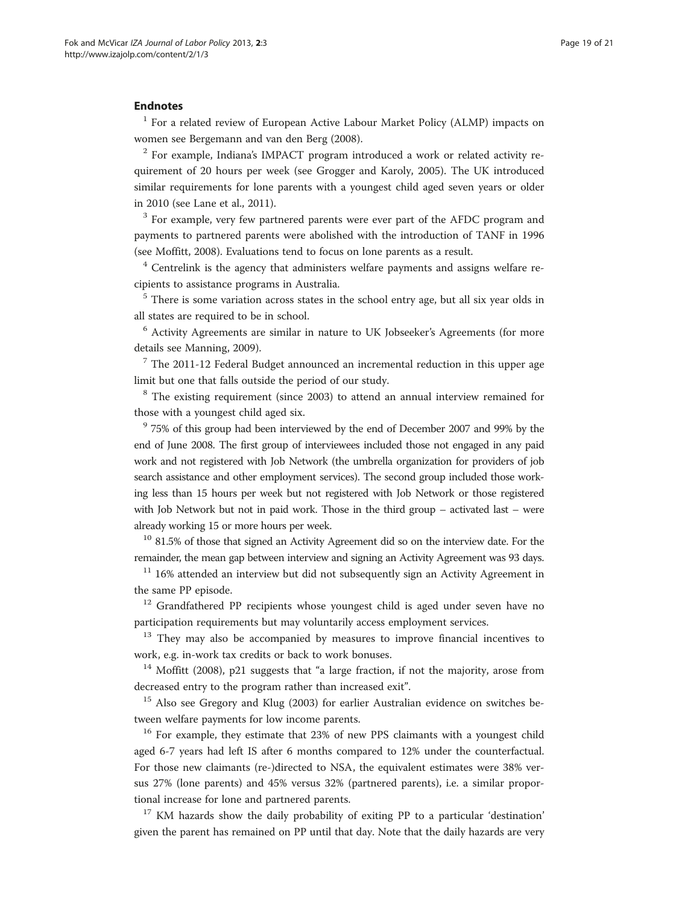## Endnotes

[1] For a related review of European Active Labour Market Policy (ALMP) impacts on women see Bergemann and van den Berg (2008).

[2] For example, Indiana's IMPACT program introduced a work or related activity requirement of 20 hours per week (see Grogger and Karoly, 2005). The UK introduced similar requirements for lone parents with a youngest child aged seven years or older in 2010 (see Lane et al., 2011).

[3] For example, very few partnered parents were ever part of the AFDC program and payments to partnered parents were abolished with the introduction of TANF in 1996 (see Moffitt, 2008). Evaluations tend to focus on lone parents as a result.

[4] Centrelink is the agency that administers welfare payments and assigns welfare recipients to assistance programs in Australia.

[5] There is some variation across states in the school entry age, but all six year olds in all states are required to be in school.

[6] Activity Agreements are similar in nature to UK Jobseeker's Agreements (for more details see Manning, 2009).

[7] The 2011-12 Federal Budget announced an incremental reduction in this upper age limit but one that falls outside the period of our study.

[8] The existing requirement (since 2003) to attend an annual interview remained for those with a youngest child aged six.

[9] 75% of this group had been interviewed by the end of December 2007 and 99% by the end of June 2008. The first group of interviewees included those not engaged in any paid work and not registered with Job Network (the umbrella organization for providers of job search assistance and other employment services). The second group included those working less than 15 hours per week but not registered with Job Network or those registered with Job Network but not in paid work. Those in the third group – activated last – were already working 15 or more hours per week.

[10] 81.5% of those that signed an Activity Agreement did so on the interview date. For the remainder, the mean gap between interview and signing an Activity Agreement was 93 days.

[11] 16% attended an interview but did not subsequently sign an Activity Agreement in the same PP episode.

[12] Grandfathered PP recipients whose youngest child is aged under seven have no participation requirements but may voluntarily access employment services.

[13] They may also be accompanied by measures to improve financial incentives to work, e.g. in-work tax credits or back to work bonuses.

[14] Moffitt (2008), p21 suggests that "a large fraction, if not the majority, arose from decreased entry to the program rather than increased exit".

[15] Also see Gregory and Klug (2003) for earlier Australian evidence on switches between welfare payments for low income parents.

[16] For example, they estimate that 23% of new PPS claimants with a youngest child aged 6-7 years had left IS after 6 months compared to 12% under the counterfactual. For those new claimants (re-)directed to NSA, the equivalent estimates were 38% versus 27% (lone parents) and 45% versus 32% (partnered parents), i.e. a similar proportional increase for lone and partnered parents.

[17] KM hazards show the daily probability of exiting PP to a particular 'destination' given the parent has remained on PP until that day. Note that the daily hazards are very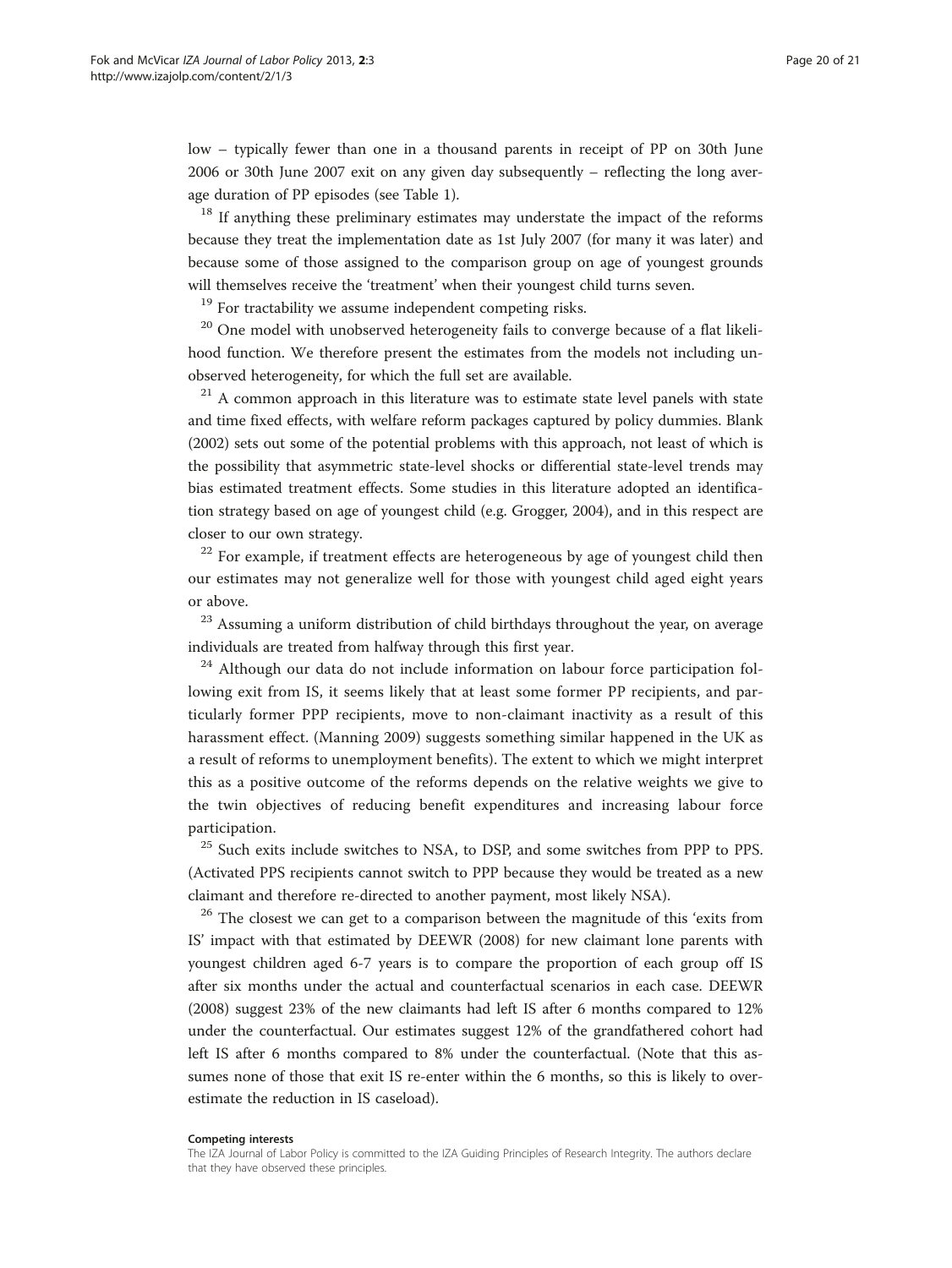low – typically fewer than one in a thousand parents in receipt of PP on 30th June 2006 or 30th June 2007 exit on any given day subsequently – reflecting the long average duration of PP episodes (see Table 1).

[18] If anything these preliminary estimates may understate the impact of the reforms because they treat the implementation date as 1st July 2007 (for many it was later) and because some of those assigned to the comparison group on age of youngest grounds will themselves receive the 'treatment' when their youngest child turns seven.

[19] For tractability we assume independent competing risks.

[20] One model with unobserved heterogeneity fails to converge because of a flat likelihood function. We therefore present the estimates from the models not including unobserved heterogeneity, for which the full set are available.

[21] A common approach in this literature was to estimate state level panels with state and time fixed effects, with welfare reform packages captured by policy dummies. Blank (2002) sets out some of the potential problems with this approach, not least of which is the possibility that asymmetric state-level shocks or differential state-level trends may bias estimated treatment effects. Some studies in this literature adopted an identification strategy based on age of youngest child (e.g. Grogger, 2004), and in this respect are closer to our own strategy.

[22] For example, if treatment effects are heterogeneous by age of youngest child then our estimates may not generalize well for those with youngest child aged eight years or above.

[23] Assuming a uniform distribution of child birthdays throughout the year, on average individuals are treated from halfway through this first year.

[24] Although our data do not include information on labour force participation following exit from IS, it seems likely that at least some former PP recipients, and particularly former PPP recipients, move to non-claimant inactivity as a result of this harassment effect. (Manning 2009) suggests something similar happened in the UK as a result of reforms to unemployment benefits). The extent to which we might interpret this as a positive outcome of the reforms depends on the relative weights we give to the twin objectives of reducing benefit expenditures and increasing labour force participation.

[25] Such exits include switches to NSA, to DSP, and some switches from PPP to PPS. (Activated PPS recipients cannot switch to PPP because they would be treated as a new claimant and therefore re-directed to another payment, most likely NSA).

[26] The closest we can get to a comparison between the magnitude of this 'exits from IS' impact with that estimated by DEEWR (2008) for new claimant lone parents with youngest children aged 6-7 years is to compare the proportion of each group off IS after six months under the actual and counterfactual scenarios in each case. DEEWR (2008) suggest 23% of the new claimants had left IS after 6 months compared to 12% under the counterfactual. Our estimates suggest 12% of the grandfathered cohort had left IS after 6 months compared to 8% under the counterfactual. (Note that this assumes none of those that exit IS re-enter within the 6 months, so this is likely to overestimate the reduction in IS caseload).

#### Competing interests

The IZA Journal of Labor Policy is committed to the IZA Guiding Principles of Research Integrity. The authors declare that they have observed these principles.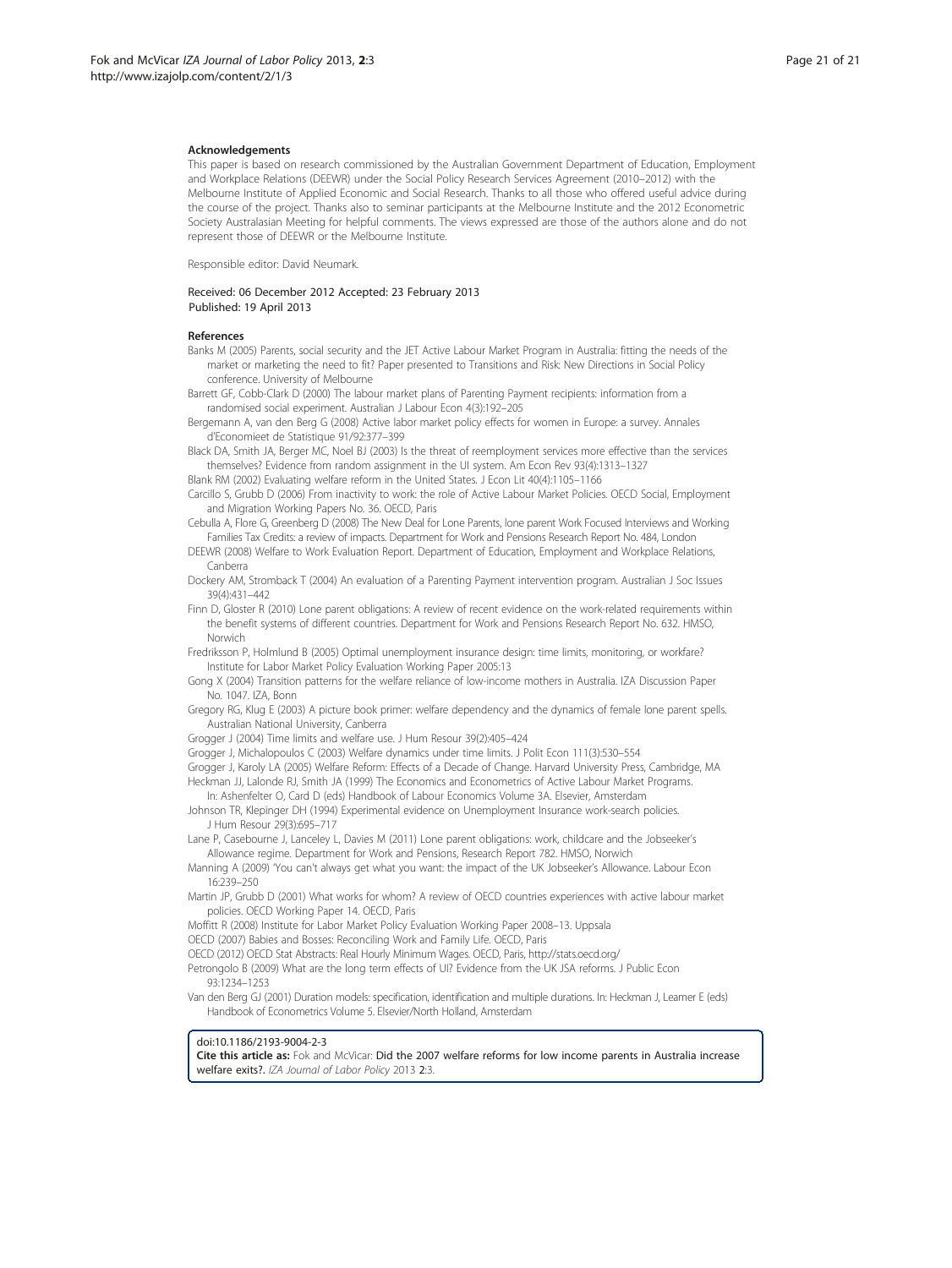#### Acknowledgements

This paper is based on research commissioned by the Australian Government Department of Education, Employment and Workplace Relations (DEEWR) under the Social Policy Research Services Agreement (2010–2012) with the Melbourne Institute of Applied Economic and Social Research. Thanks to all those who offered useful advice during the course of the project. Thanks also to seminar participants at the Melbourne Institute and the 2012 Econometric Society Australasian Meeting for helpful comments. The views expressed are those of the authors alone and do not represent those of DEEWR or the Melbourne Institute.

Responsible editor: David Neumark.

Received: 06 December 2012 Accepted: 23 February 2013
Published: 19 April 2013

#### References

Banks M (2005) Parents, social security and the JET Active Labour Market Program in Australia: fitting the needs of the market or marketing the need to fit? Paper presented to Transitions and Risk: New Directions in Social Policy conference. University of Melbourne

Barrett GF, Cobb-Clark D (2000) The labour market plans of Parenting Payment recipients: information from a randomised social experiment. Australian J Labour Econ 4(3):192–205

Bergemann A, van den Berg G (2008) Active labor market policy effects for women in Europe: a survey. Annales d'Economieet de Statistique 91/92:377–399

Black DA, Smith JA, Berger MC, Noel BJ (2003) Is the threat of reemployment services more effective than the services themselves? Evidence from random assignment in the UI system. Am Econ Rev 93(4):1313–1327

Blank RM (2002) Evaluating welfare reform in the United States. J Econ Lit 40(4):1105–1166

Carcillo S, Grubb D (2006) From inactivity to work: the role of Active Labour Market Policies. OECD Social, Employment and Migration Working Papers No. 36. OECD, Paris

Cebulla A, Flore G, Greenberg D (2008) The New Deal for Lone Parents, lone parent Work Focused Interviews and Working Families Tax Credits: a review of impacts. Department for Work and Pensions Research Report No. 484, London

DEEWR (2008) Welfare to Work Evaluation Report. Department of Education, Employment and Workplace Relations, Canberra

Dockery AM, Stromback T (2004) An evaluation of a Parenting Payment intervention program. Australian J Soc Issues 39(4):431–442

Finn D, Gloster R (2010) Lone parent obligations: A review of recent evidence on the work-related requirements within the benefit systems of different countries. Department for Work and Pensions Research Report No. 632. HMSO, Norwich

Fredriksson P, Holmlund B (2005) Optimal unemployment insurance design: time limits, monitoring, or workfare? Institute for Labor Market Policy Evaluation Working Paper 2005:13

Gong X (2004) Transition patterns for the welfare reliance of low-income mothers in Australia. IZA Discussion Paper No. 1047. IZA, Bonn

Gregory RG, Klug E (2003) A picture book primer: welfare dependency and the dynamics of female lone parent spells. Australian National University, Canberra

Grogger J (2004) Time limits and welfare use. J Hum Resour 39(2):405–424

Grogger J, Michalopoulos C (2003) Welfare dynamics under time limits. J Polit Econ 111(3):530–554

Grogger J, Karoly LA (2005) Welfare Reform: Effects of a Decade of Change. Harvard University Press, Cambridge, MA

Heckman JJ, Lalonde RJ, Smith JA (1999) The Economics and Econometrics of Active Labour Market Programs. In: Ashenfelter O, Card D (eds) Handbook of Labour Economics Volume 3A. Elsevier, Amsterdam

Johnson TR, Klepinger DH (1994) Experimental evidence on Unemployment Insurance work-search policies. J Hum Resour 29(3):695–717

Lane P, Casebourne J, Lanceley L, Davies M (2011) Lone parent obligations: work, childcare and the Jobseeker's Allowance regime. Department for Work and Pensions, Research Report 782. HMSO, Norwich

Manning A (2009) 'You can't always get what you want: the impact of the UK Jobseeker's Allowance. Labour Econ 16:239–250

Martin JP, Grubb D (2001) What works for whom? A review of OECD countries experiences with active labour market policies. OECD Working Paper 14. OECD, Paris

Moffitt R (2008) Institute for Labor Market Policy Evaluation Working Paper 2008–13. Uppsala

OECD (2007) Babies and Bosses: Reconciling Work and Family Life. OECD, Paris

OECD (2012) OECD Stat Abstracts: Real Hourly Minimum Wages. OECD, Paris, http://stats.oecd.org/

Petrongolo B (2009) What are the long term effects of UI? Evidence from the UK JSA reforms. J Public Econ 93:1234–1253

Van den Berg GJ (2001) Duration models: specification, identification and multiple durations. In: Heckman J, Leamer E (eds) Handbook of Econometrics Volume 5. Elsevier/North Holland, Amsterdam

doi:10.1186/2193-9004-2-3

**Cite this article as:** Fok and McVicar: Did the 2007 welfare reforms for low income parents in Australia increase welfare exits?. *IZA Journal of Labor Policy* 2013 **2**:3.